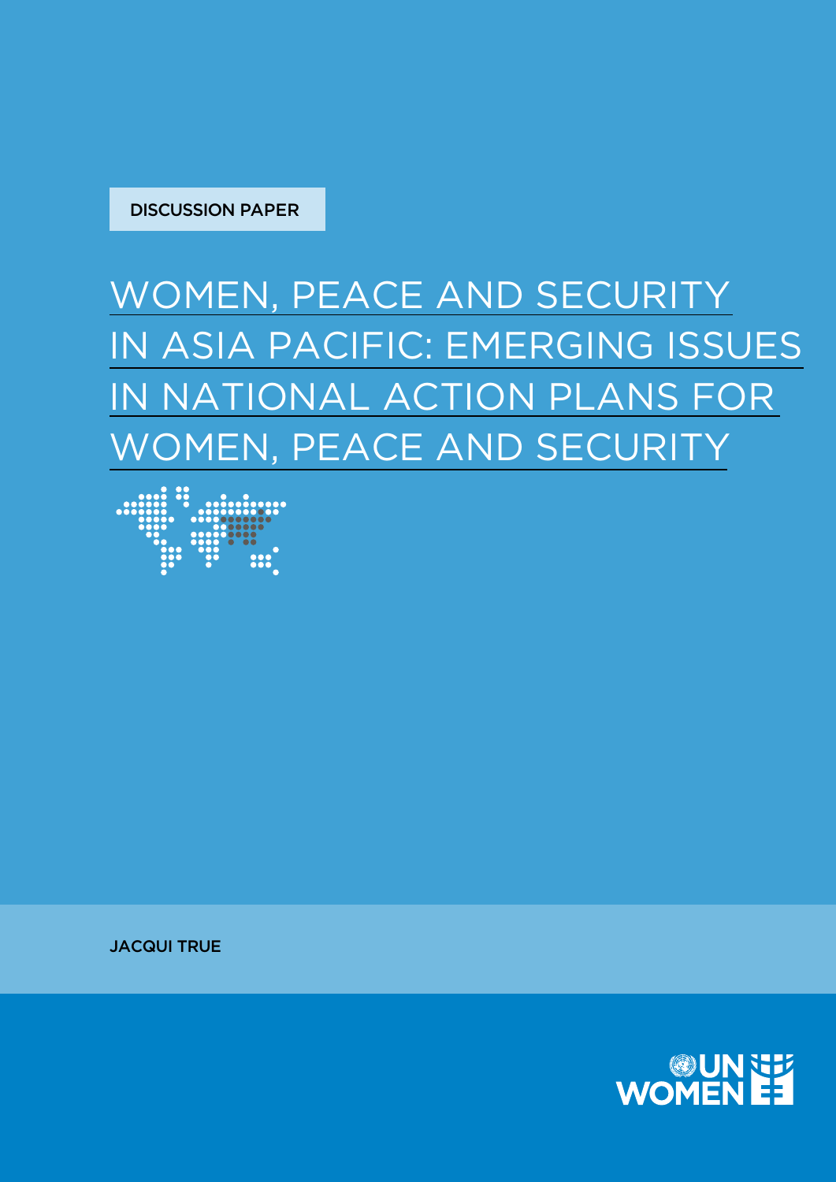DISCUSSION PAPER

# WOMEN, PEACE AND SECURITY IN ASIA PACIFIC: EMERGING ISSUES IN NATIONAL ACTION PLANS FOR WOMEN, PEACE AND SECURITY

JACQUI TRUE

UN WOMEN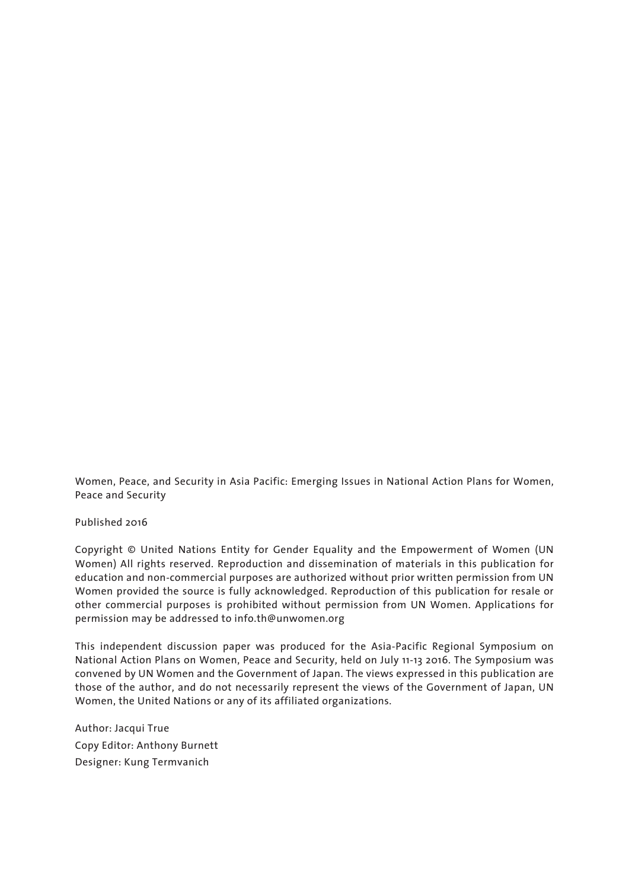Women, Peace, and Security in Asia Pacific: Emerging Issues in National Action Plans for Women, Peace and Security

Published 2016

Copyright © United Nations Entity for Gender Equality and the Empowerment of Women (UN Women) All rights reserved. Reproduction and dissemination of materials in this publication for education and non-commercial purposes are authorized without prior written permission from UN Women provided the source is fully acknowledged. Reproduction of this publication for resale or other commercial purposes is prohibited without permission from UN Women. Applications for permission may be addressed to info.th@unwomen.org

This independent discussion paper was produced for the Asia-Pacific Regional Symposium on National Action Plans on Women, Peace and Security, held on July 11-13 2016. The Symposium was convened by UN Women and the Government of Japan. The views expressed in this publication are those of the author, and do not necessarily represent the views of the Government of Japan, UN Women, the United Nations or any of its affiliated organizations.

Author: Jacqui True
Copy Editor: Anthony Burnett
Designer: Kung Termvanich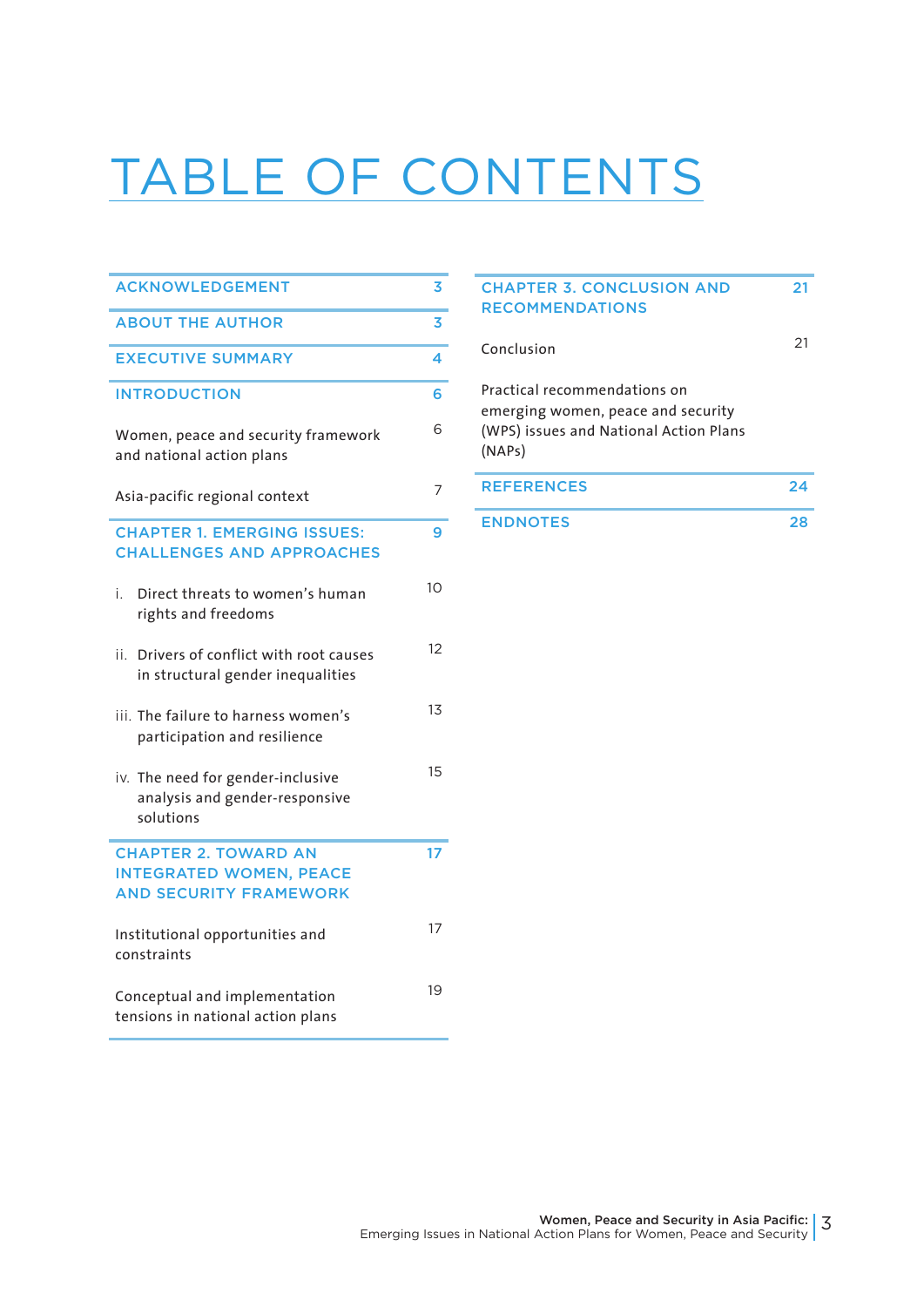# TABLE OF CONTENTS

| | |
|---|---|
| **ACKNOWLEDGEMENT** | **3** |
| **ABOUT THE AUTHOR** | **3** |
| **EXECUTIVE SUMMARY** | **4** |
| **INTRODUCTION** | **6** |
| Women, peace and security framework and national action plans | 6 |
| Asia-pacific regional context | 7 |
| **CHAPTER 1. EMERGING ISSUES: CHALLENGES AND APPROACHES** | **9** |
| i. Direct threats to women's human rights and freedoms | 10 |
| ii. Drivers of conflict with root causes in structural gender inequalities | 12 |
| iii. The failure to harness women's participation and resilience | 13 |
| iv. The need for gender-inclusive analysis and gender-responsive solutions | 15 |
| **CHAPTER 2. TOWARD AN INTEGRATED WOMEN, PEACE AND SECURITY FRAMEWORK** | **17** |
| Institutional opportunities and constraints | 17 |
| Conceptual and implementation tensions in national action plans | 19 |
| **CHAPTER 3. CONCLUSION AND RECOMMENDATIONS** | **21** |
| Conclusion | 21 |
| Practical recommendations on emerging women, peace and security (WPS) issues and National Action Plans (NAPs) | |
| **REFERENCES** | **24** |
| **ENDNOTES** | **28** |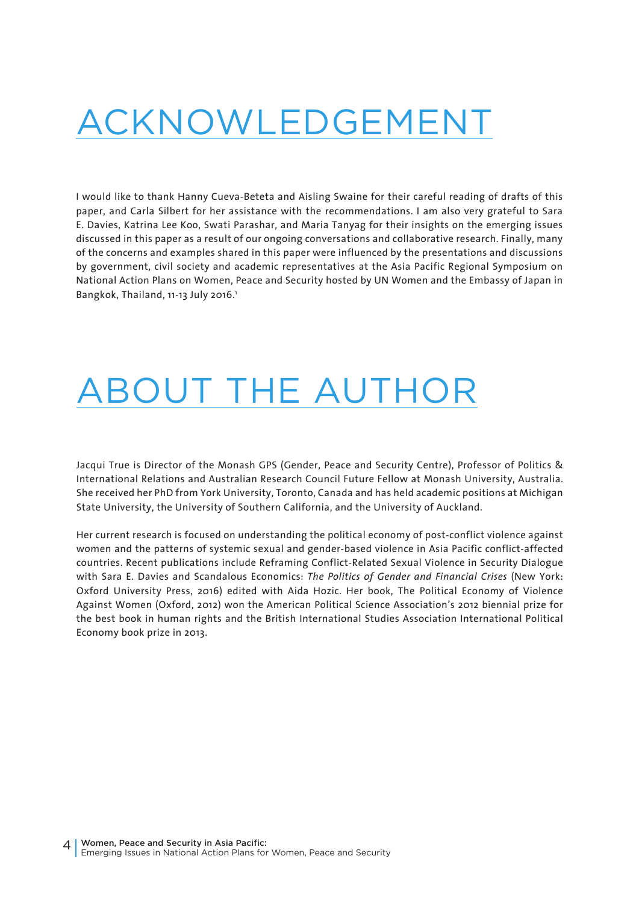# ACKNOWLEDGEMENT

I would like to thank Hanny Cueva-Beteta and Aisling Swaine for their careful reading of drafts of this paper, and Carla Silbert for her assistance with the recommendations. I am also very grateful to Sara E. Davies, Katrina Lee Koo, Swati Parashar, and Maria Tanyag for their insights on the emerging issues discussed in this paper as a result of our ongoing conversations and collaborative research. Finally, many of the concerns and examples shared in this paper were influenced by the presentations and discussions by government, civil society and academic representatives at the Asia Pacific Regional Symposium on National Action Plans on Women, Peace and Security hosted by UN Women and the Embassy of Japan in Bangkok, Thailand, 11-13 July 2016.[1]

# ABOUT THE AUTHOR

Jacqui True is Director of the Monash GPS (Gender, Peace and Security Centre), Professor of Politics & International Relations and Australian Research Council Future Fellow at Monash University, Australia. She received her PhD from York University, Toronto, Canada and has held academic positions at Michigan State University, the University of Southern California, and the University of Auckland.

Her current research is focused on understanding the political economy of post-conflict violence against women and the patterns of systemic sexual and gender-based violence in Asia Pacific conflict-affected countries. Recent publications include Reframing Conflict-Related Sexual Violence in Security Dialogue with Sara E. Davies and Scandalous Economics: *The Politics of Gender and Financial Crises* (New York: Oxford University Press, 2016) edited with Aida Hozic. Her book, The Political Economy of Violence Against Women (Oxford, 2012) won the American Political Science Association's 2012 biennial prize for the best book in human rights and the British International Studies Association International Political Economy book prize in 2013.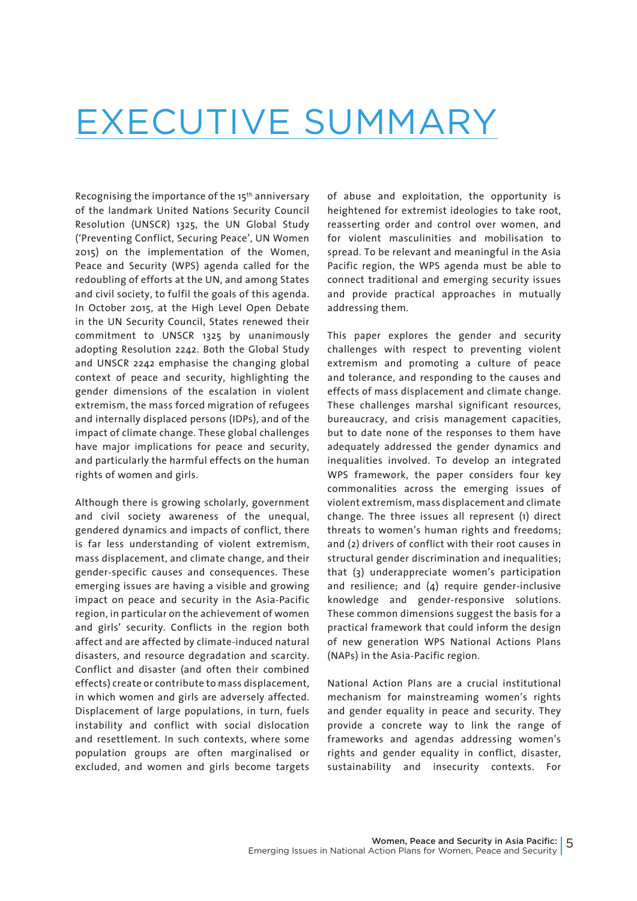# EXECUTIVE SUMMARY

Recognising the importance of the 15th anniversary of the landmark United Nations Security Council Resolution (UNSCR) 1325, the UN Global Study ('Preventing Conflict, Securing Peace', UN Women 2015) on the implementation of the Women, Peace and Security (WPS) agenda called for the redoubling of efforts at the UN, and among States and civil society, to fulfil the goals of this agenda. In October 2015, at the High Level Open Debate in the UN Security Council, States renewed their commitment to UNSCR 1325 by unanimously adopting Resolution 2242. Both the Global Study and UNSCR 2242 emphasise the changing global context of peace and security, highlighting the gender dimensions of the escalation in violent extremism, the mass forced migration of refugees and internally displaced persons (IDPs), and of the impact of climate change. These global challenges have major implications for peace and security, and particularly the harmful effects on the human rights of women and girls.

Although there is growing scholarly, government and civil society awareness of the unequal, gendered dynamics and impacts of conflict, there is far less understanding of violent extremism, mass displacement, and climate change, and their gender-specific causes and consequences. These emerging issues are having a visible and growing impact on peace and security in the Asia-Pacific region, in particular on the achievement of women and girls' security. Conflicts in the region both affect and are affected by climate-induced natural disasters, and resource degradation and scarcity. Conflict and disaster (and often their combined effects) create or contribute to mass displacement, in which women and girls are adversely affected. Displacement of large populations, in turn, fuels instability and conflict with social dislocation and resettlement. In such contexts, where some population groups are often marginalised or excluded, and women and girls become targets of abuse and exploitation, the opportunity is heightened for extremist ideologies to take root, reasserting order and control over women, and for violent masculinities and mobilisation to spread. To be relevant and meaningful in the Asia Pacific region, the WPS agenda must be able to connect traditional and emerging security issues and provide practical approaches in mutually addressing them.

This paper explores the gender and security challenges with respect to preventing violent extremism and promoting a culture of peace and tolerance, and responding to the causes and effects of mass displacement and climate change. These challenges marshal significant resources, bureaucracy, and crisis management capacities, but to date none of the responses to them have adequately addressed the gender dynamics and inequalities involved. To develop an integrated WPS framework, the paper considers four key commonalities across the emerging issues of violent extremism, mass displacement and climate change. The three issues all represent (1) direct threats to women's human rights and freedoms; and (2) drivers of conflict with their root causes in structural gender discrimination and inequalities; that (3) underappreciate women's participation and resilience; and (4) require gender-inclusive knowledge and gender-responsive solutions. These common dimensions suggest the basis for a practical framework that could inform the design of new generation WPS National Actions Plans (NAPs) in the Asia-Pacific region.

National Action Plans are a crucial institutional mechanism for mainstreaming women's rights and gender equality in peace and security. They provide a concrete way to link the range of frameworks and agendas addressing women's rights and gender equality in conflict, disaster, sustainability and insecurity contexts. For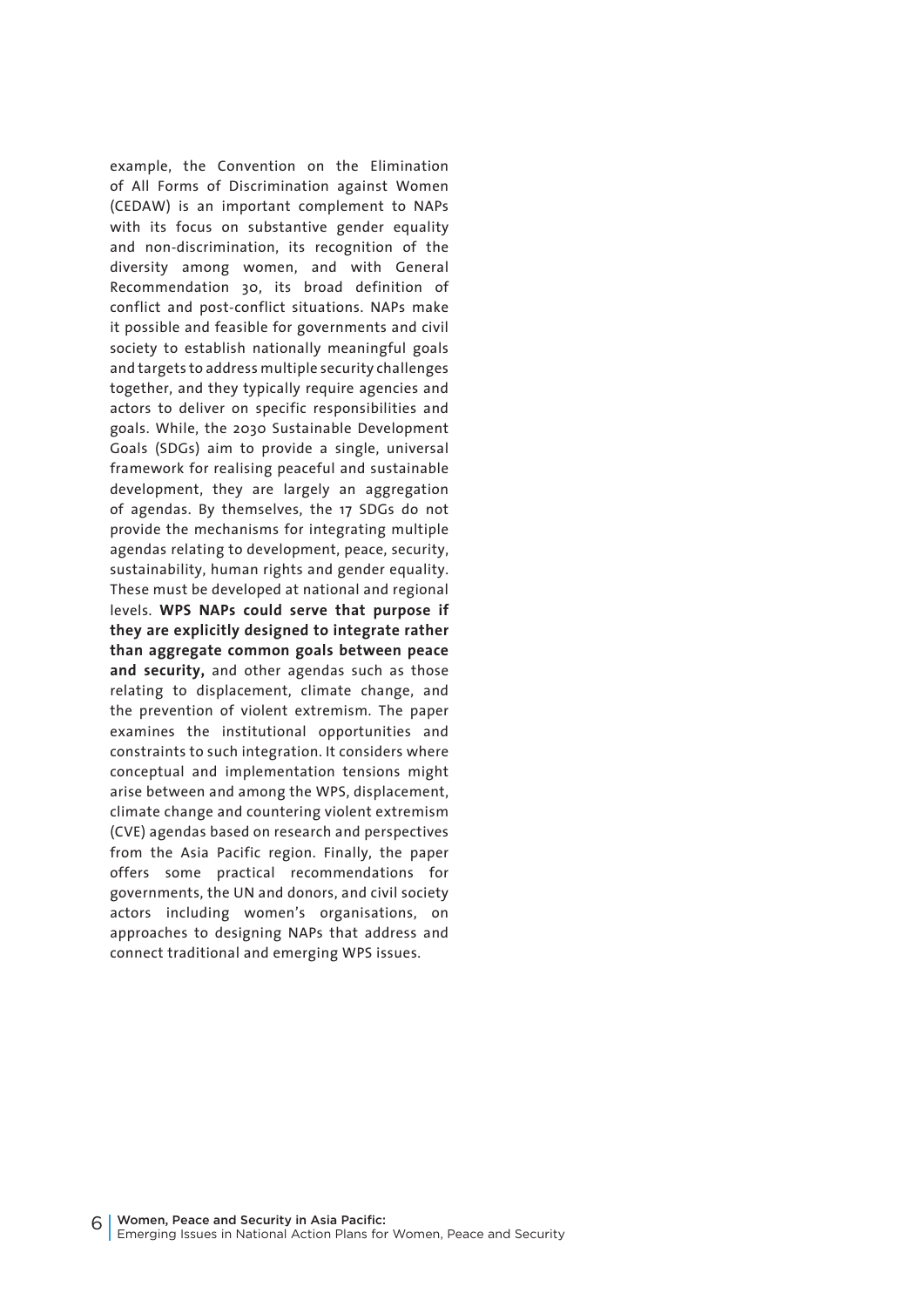example, the Convention on the Elimination of All Forms of Discrimination against Women (CEDAW) is an important complement to NAPs with its focus on substantive gender equality and non-discrimination, its recognition of the diversity among women, and with General Recommendation 30, its broad definition of conflict and post-conflict situations. NAPs make it possible and feasible for governments and civil society to establish nationally meaningful goals and targets to address multiple security challenges together, and they typically require agencies and actors to deliver on specific responsibilities and goals. While, the 2030 Sustainable Development Goals (SDGs) aim to provide a single, universal framework for realising peaceful and sustainable development, they are largely an aggregation of agendas. By themselves, the 17 SDGs do not provide the mechanisms for integrating multiple agendas relating to development, peace, security, sustainability, human rights and gender equality. These must be developed at national and regional levels. **WPS NAPs could serve that purpose if they are explicitly designed to integrate rather than aggregate common goals between peace and security,** and other agendas such as those relating to displacement, climate change, and the prevention of violent extremism. The paper examines the institutional opportunities and constraints to such integration. It considers where conceptual and implementation tensions might arise between and among the WPS, displacement, climate change and countering violent extremism (CVE) agendas based on research and perspectives from the Asia Pacific region. Finally, the paper offers some practical recommendations for governments, the UN and donors, and civil society actors including women's organisations, on approaches to designing NAPs that address and connect traditional and emerging WPS issues.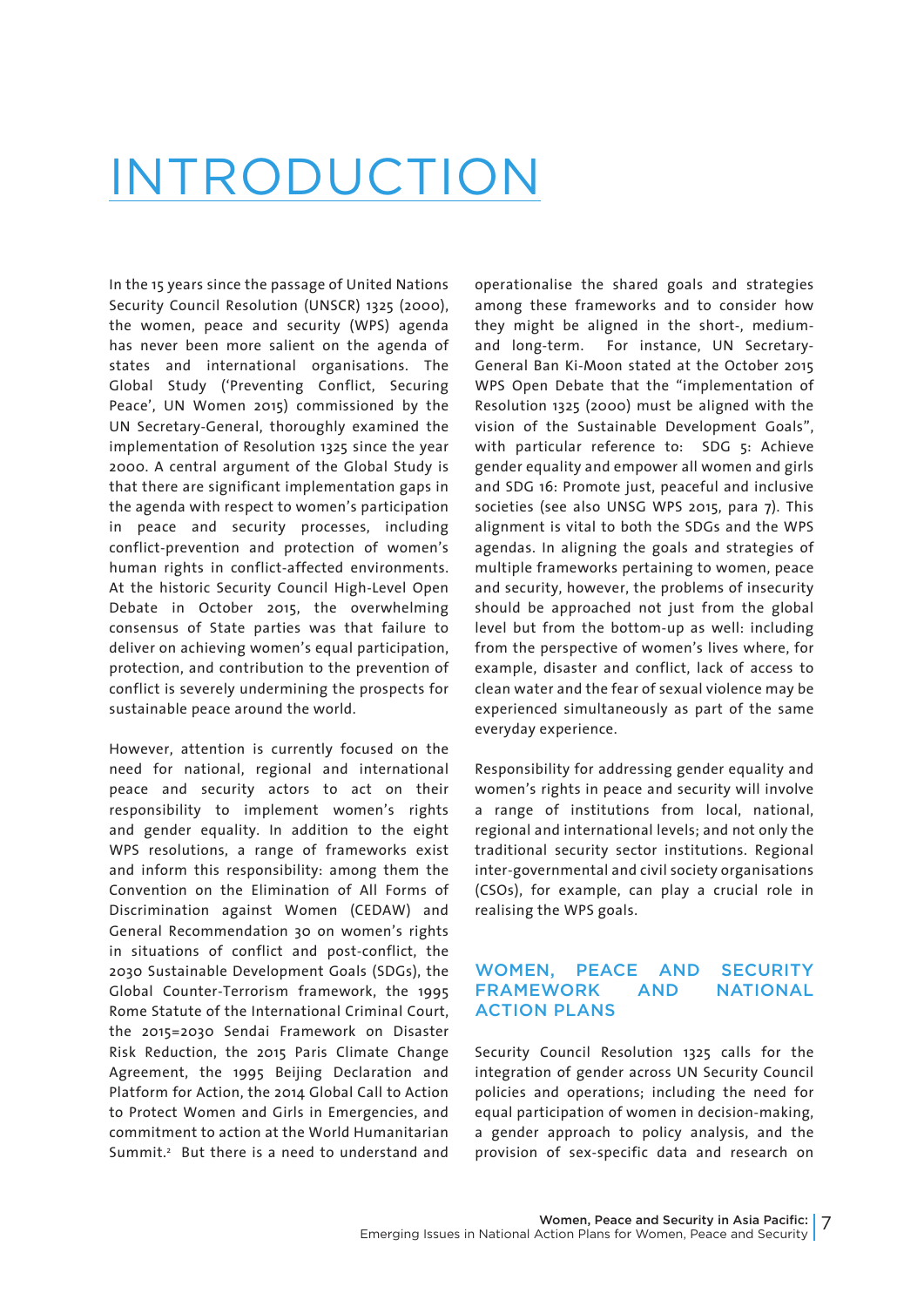# INTRODUCTION

In the 15 years since the passage of United Nations Security Council Resolution (UNSCR) 1325 (2000), the women, peace and security (WPS) agenda has never been more salient on the agenda of states and international organisations. The Global Study ('Preventing Conflict, Securing Peace', UN Women 2015) commissioned by the UN Secretary-General, thoroughly examined the implementation of Resolution 1325 since the year 2000. A central argument of the Global Study is that there are significant implementation gaps in the agenda with respect to women's participation in peace and security processes, including conflict-prevention and protection of women's human rights in conflict-affected environments. At the historic Security Council High-Level Open Debate in October 2015, the overwhelming consensus of State parties was that failure to deliver on achieving women's equal participation, protection, and contribution to the prevention of conflict is severely undermining the prospects for sustainable peace around the world.

However, attention is currently focused on the need for national, regional and international peace and security actors to act on their responsibility to implement women's rights and gender equality. In addition to the eight WPS resolutions, a range of frameworks exist and inform this responsibility: among them the Convention on the Elimination of All Forms of Discrimination against Women (CEDAW) and General Recommendation 30 on women's rights in situations of conflict and post-conflict, the 2030 Sustainable Development Goals (SDGs), the Global Counter-Terrorism framework, the 1995 Rome Statute of the International Criminal Court, the 2015=2030 Sendai Framework on Disaster Risk Reduction, the 2015 Paris Climate Change Agreement, the 1995 Beijing Declaration and Platform for Action, the 2014 Global Call to Action to Protect Women and Girls in Emergencies, and commitment to action at the World Humanitarian Summit.[2] But there is a need to understand and operationalise the shared goals and strategies among these frameworks and to consider how they might be aligned in the short-, medium- and long-term. For instance, UN Secretary-General Ban Ki-Moon stated at the October 2015 WPS Open Debate that the "implementation of Resolution 1325 (2000) must be aligned with the vision of the Sustainable Development Goals", with particular reference to: SDG 5: Achieve gender equality and empower all women and girls and SDG 16: Promote just, peaceful and inclusive societies (see also UNSG WPS 2015, para 7). This alignment is vital to both the SDGs and the WPS agendas. In aligning the goals and strategies of multiple frameworks pertaining to women, peace and security, however, the problems of insecurity should be approached not just from the global level but from the bottom-up as well: including from the perspective of women's lives where, for example, disaster and conflict, lack of access to clean water and the fear of sexual violence may be experienced simultaneously as part of the same everyday experience.

Responsibility for addressing gender equality and women's rights in peace and security will involve a range of institutions from local, national, regional and international levels; and not only the traditional security sector institutions. Regional inter-governmental and civil society organisations (CSOs), for example, can play a crucial role in realising the WPS goals.

## WOMEN, PEACE AND SECURITY FRAMEWORK AND NATIONAL ACTION PLANS

Security Council Resolution 1325 calls for the integration of gender across UN Security Council policies and operations; including the need for equal participation of women in decision-making, a gender approach to policy analysis, and the provision of sex-specific data and research on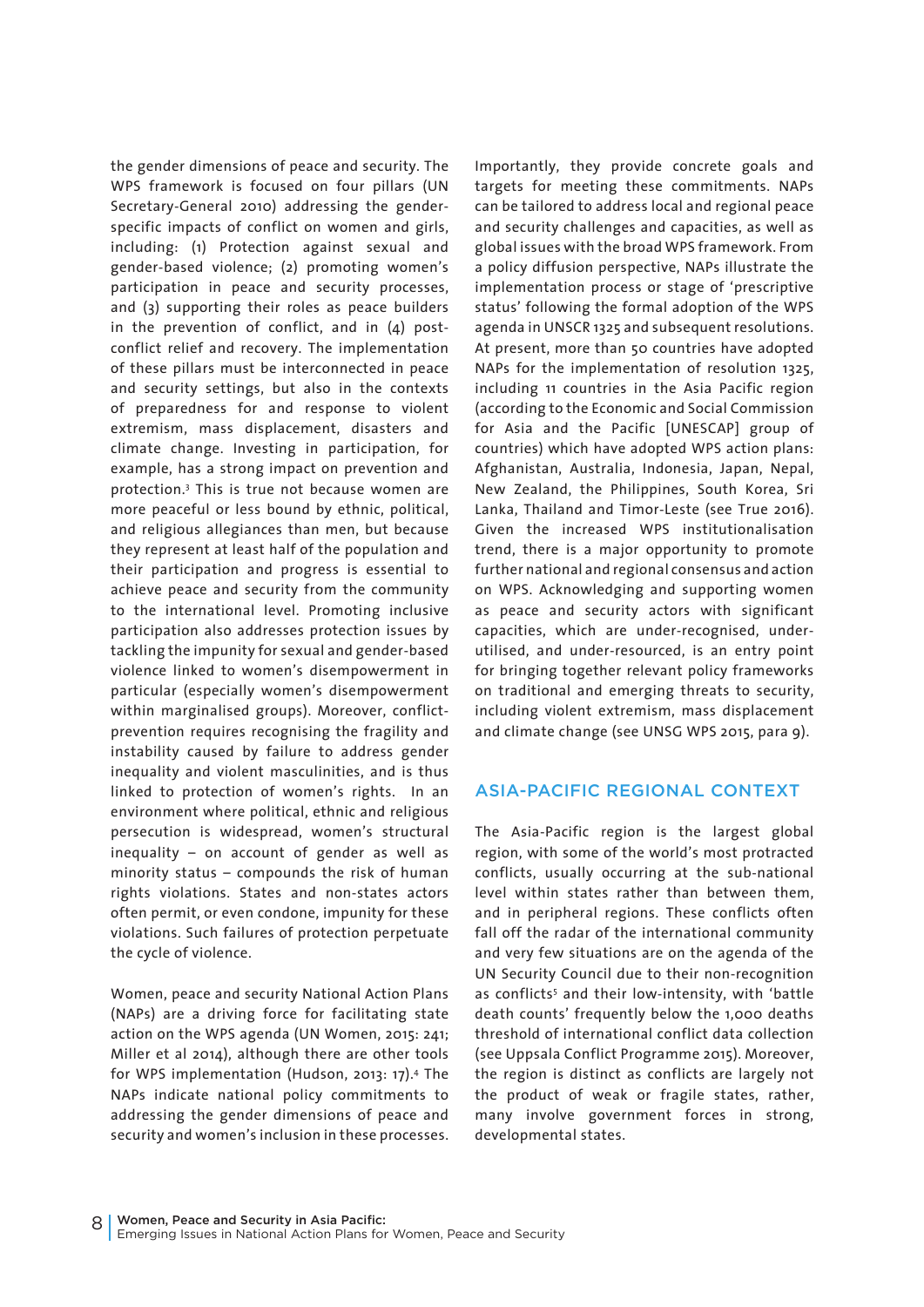the gender dimensions of peace and security. The WPS framework is focused on four pillars (UN Secretary-General 2010) addressing the gender-specific impacts of conflict on women and girls, including: (1) Protection against sexual and gender-based violence; (2) promoting women's participation in peace and security processes, and (3) supporting their roles as peace builders in the prevention of conflict, and in (4) post-conflict relief and recovery. The implementation of these pillars must be interconnected in peace and security settings, but also in the contexts of preparedness for and response to violent extremism, mass displacement, disasters and climate change. Investing in participation, for example, has a strong impact on prevention and protection.[3] This is true not because women are more peaceful or less bound by ethnic, political, and religious allegiances than men, but because they represent at least half of the population and their participation and progress is essential to achieve peace and security from the community to the international level. Promoting inclusive participation also addresses protection issues by tackling the impunity for sexual and gender-based violence linked to women's disempowerment in particular (especially women's disempowerment within marginalised groups). Moreover, conflict-prevention requires recognising the fragility and instability caused by failure to address gender inequality and violent masculinities, and is thus linked to protection of women's rights. In an environment where political, ethnic and religious persecution is widespread, women's structural inequality – on account of gender as well as minority status – compounds the risk of human rights violations. States and non-states actors often permit, or even condone, impunity for these violations. Such failures of protection perpetuate the cycle of violence.

Women, peace and security National Action Plans (NAPs) are a driving force for facilitating state action on the WPS agenda (UN Women, 2015: 241; Miller et al 2014), although there are other tools for WPS implementation (Hudson, 2013: 17).[4] The NAPs indicate national policy commitments to addressing the gender dimensions of peace and security and women's inclusion in these processes. Importantly, they provide concrete goals and targets for meeting these commitments. NAPs can be tailored to address local and regional peace and security challenges and capacities, as well as global issues with the broad WPS framework. From a policy diffusion perspective, NAPs illustrate the implementation process or stage of 'prescriptive status' following the formal adoption of the WPS agenda in UNSCR 1325 and subsequent resolutions. At present, more than 50 countries have adopted NAPs for the implementation of resolution 1325, including 11 countries in the Asia Pacific region (according to the Economic and Social Commission for Asia and the Pacific [UNESCAP] group of countries) which have adopted WPS action plans: Afghanistan, Australia, Indonesia, Japan, Nepal, New Zealand, the Philippines, South Korea, Sri Lanka, Thailand and Timor-Leste (see True 2016). Given the increased WPS institutionalisation trend, there is a major opportunity to promote further national and regional consensus and action on WPS. Acknowledging and supporting women as peace and security actors with significant capacities, which are under-recognised, under-utilised, and under-resourced, is an entry point for bringing together relevant policy frameworks on traditional and emerging threats to security, including violent extremism, mass displacement and climate change (see UNSG WPS 2015, para 9).

## ASIA-PACIFIC REGIONAL CONTEXT

The Asia-Pacific region is the largest global region, with some of the world's most protracted conflicts, usually occurring at the sub-national level within states rather than between them, and in peripheral regions. These conflicts often fall off the radar of the international community and very few situations are on the agenda of the UN Security Council due to their non-recognition as conflicts[5] and their low-intensity, with 'battle death counts' frequently below the 1,000 deaths threshold of international conflict data collection (see Uppsala Conflict Programme 2015). Moreover, the region is distinct as conflicts are largely not the product of weak or fragile states, rather, many involve government forces in strong, developmental states.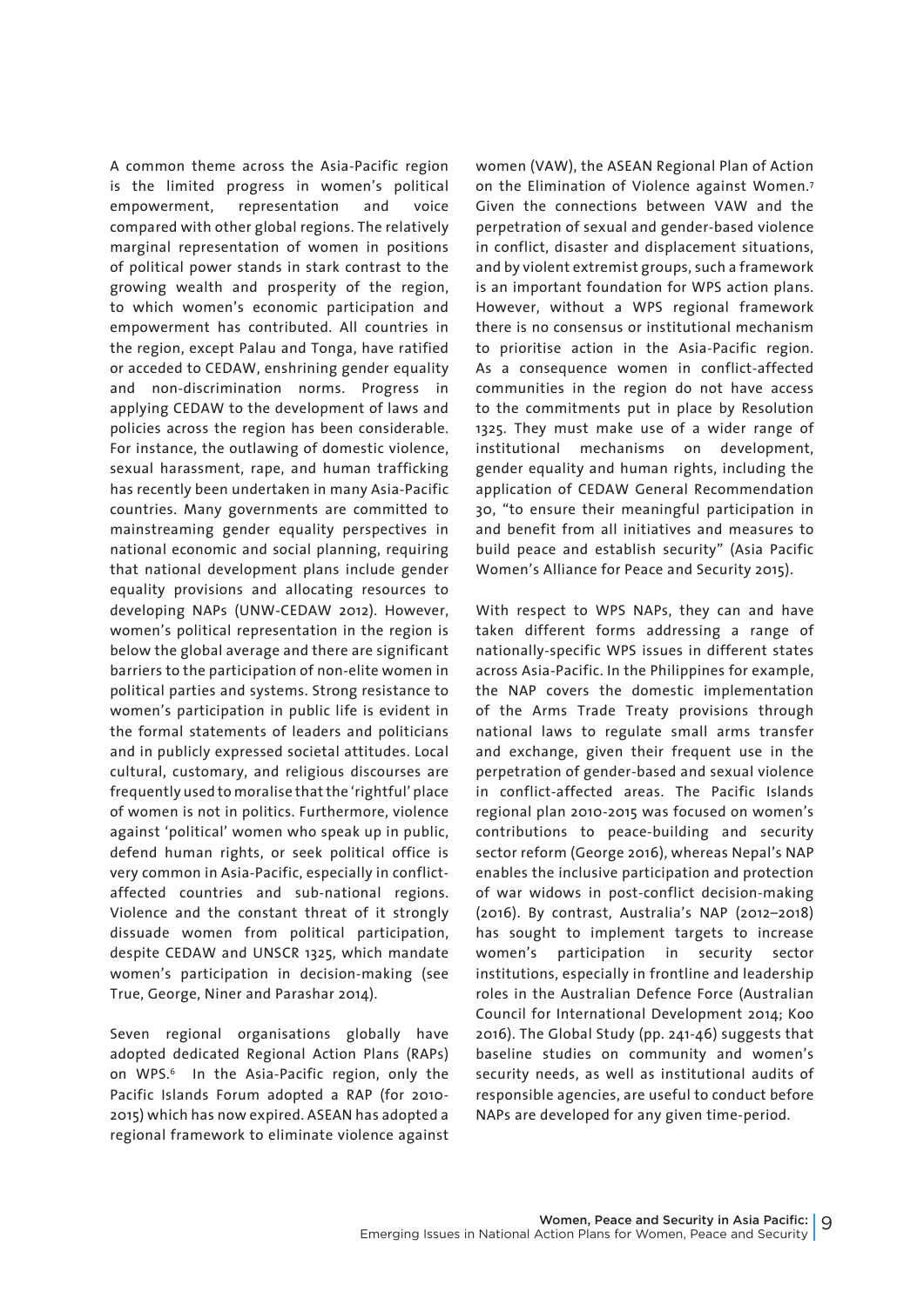A common theme across the Asia-Pacific region is the limited progress in women's political empowerment, representation and voice compared with other global regions. The relatively marginal representation of women in positions of political power stands in stark contrast to the growing wealth and prosperity of the region, to which women's economic participation and empowerment has contributed. All countries in the region, except Palau and Tonga, have ratified or acceded to CEDAW, enshrining gender equality and non-discrimination norms. Progress in applying CEDAW to the development of laws and policies across the region has been considerable. For instance, the outlawing of domestic violence, sexual harassment, rape, and human trafficking has recently been undertaken in many Asia-Pacific countries. Many governments are committed to mainstreaming gender equality perspectives in national economic and social planning, requiring that national development plans include gender equality provisions and allocating resources to developing NAPs (UNW-CEDAW 2012). However, women's political representation in the region is below the global average and there are significant barriers to the participation of non-elite women in political parties and systems. Strong resistance to women's participation in public life is evident in the formal statements of leaders and politicians and in publicly expressed societal attitudes. Local cultural, customary, and religious discourses are frequently used to moralise that the 'rightful' place of women is not in politics. Furthermore, violence against 'political' women who speak up in public, defend human rights, or seek political office is very common in Asia-Pacific, especially in conflict-affected countries and sub-national regions. Violence and the constant threat of it strongly dissuade women from political participation, despite CEDAW and UNSCR 1325, which mandate women's participation in decision-making (see True, George, Niner and Parashar 2014).

Seven regional organisations globally have adopted dedicated Regional Action Plans (RAPs) on WPS.[6] In the Asia-Pacific region, only the Pacific Islands Forum adopted a RAP (for 2010-2015) which has now expired. ASEAN has adopted a regional framework to eliminate violence against women (VAW), the ASEAN Regional Plan of Action on the Elimination of Violence against Women.[7] Given the connections between VAW and the perpetration of sexual and gender-based violence in conflict, disaster and displacement situations, and by violent extremist groups, such a framework is an important foundation for WPS action plans. However, without a WPS regional framework there is no consensus or institutional mechanism to prioritise action in the Asia-Pacific region. As a consequence women in conflict-affected communities in the region do not have access to the commitments put in place by Resolution 1325. They must make use of a wider range of institutional mechanisms on development, gender equality and human rights, including the application of CEDAW General Recommendation 30, "to ensure their meaningful participation in and benefit from all initiatives and measures to build peace and establish security" (Asia Pacific Women's Alliance for Peace and Security 2015).

With respect to WPS NAPs, they can and have taken different forms addressing a range of nationally-specific WPS issues in different states across Asia-Pacific. In the Philippines for example, the NAP covers the domestic implementation of the Arms Trade Treaty provisions through national laws to regulate small arms transfer and exchange, given their frequent use in the perpetration of gender-based and sexual violence in conflict-affected areas. The Pacific Islands regional plan 2010-2015 was focused on women's contributions to peace-building and security sector reform (George 2016), whereas Nepal's NAP enables the inclusive participation and protection of war widows in post-conflict decision-making (2016). By contrast, Australia's NAP (2012–2018) has sought to implement targets to increase women's participation in security sector institutions, especially in frontline and leadership roles in the Australian Defence Force (Australian Council for International Development 2014; Koo 2016). The Global Study (pp. 241-46) suggests that baseline studies on community and women's security needs, as well as institutional audits of responsible agencies, are useful to conduct before NAPs are developed for any given time-period.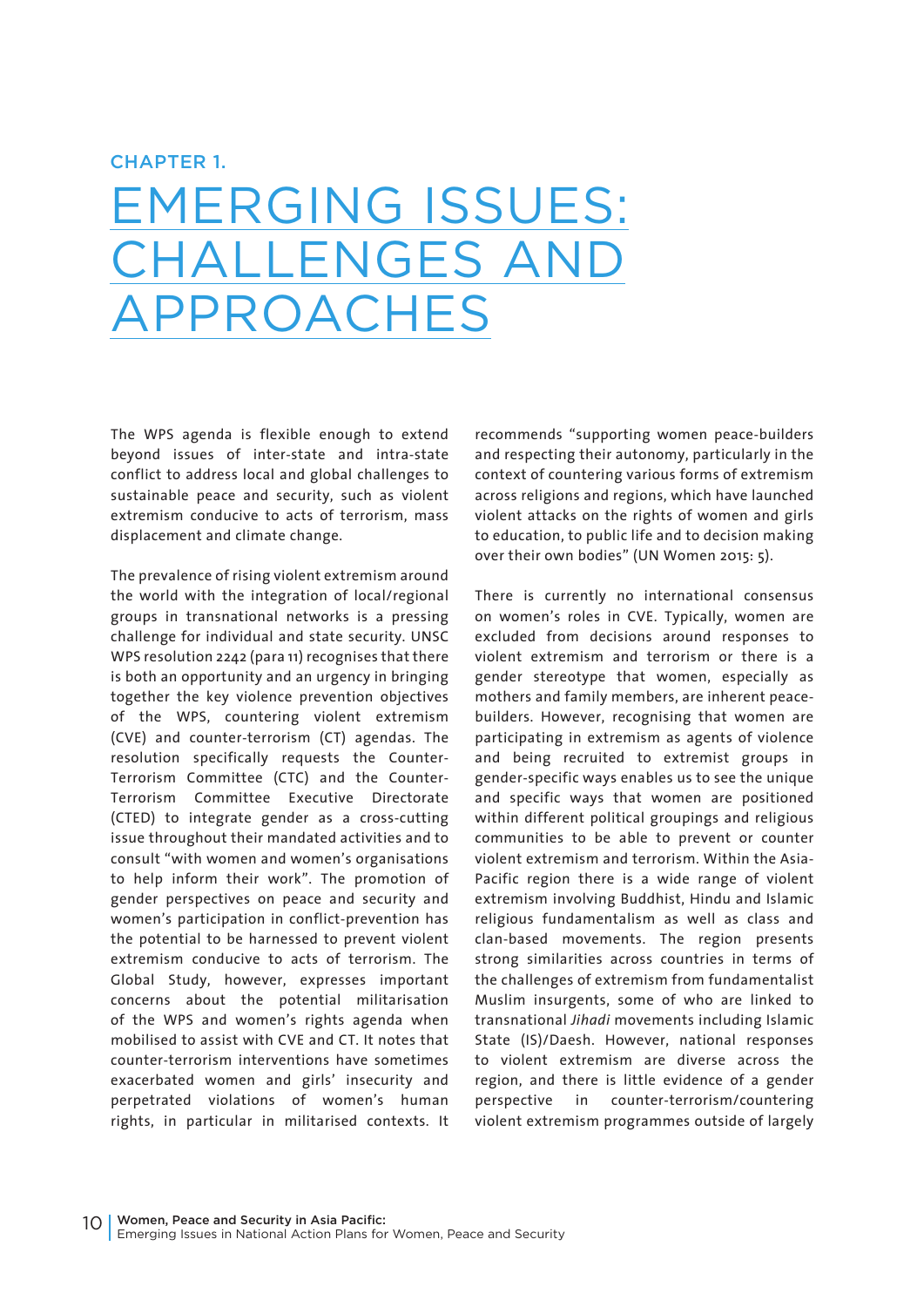CHAPTER 1.

# EMERGING ISSUES: CHALLENGES AND APPROACHES

The WPS agenda is flexible enough to extend beyond issues of inter-state and intra-state conflict to address local and global challenges to sustainable peace and security, such as violent extremism conducive to acts of terrorism, mass displacement and climate change.

The prevalence of rising violent extremism around the world with the integration of local/regional groups in transnational networks is a pressing challenge for individual and state security. UNSC WPS resolution 2242 (para 11) recognises that there is both an opportunity and an urgency in bringing together the key violence prevention objectives of the WPS, countering violent extremism (CVE) and counter-terrorism (CT) agendas. The resolution specifically requests the Counter-Terrorism Committee (CTC) and the Counter-Terrorism Committee Executive Directorate (CTED) to integrate gender as a cross-cutting issue throughout their mandated activities and to consult "with women and women's organisations to help inform their work". The promotion of gender perspectives on peace and security and women's participation in conflict-prevention has the potential to be harnessed to prevent violent extremism conducive to acts of terrorism. The Global Study, however, expresses important concerns about the potential militarisation of the WPS and women's rights agenda when mobilised to assist with CVE and CT. It notes that counter-terrorism interventions have sometimes exacerbated women and girls' insecurity and perpetrated violations of women's human rights, in particular in militarised contexts. It recommends "supporting women peace-builders and respecting their autonomy, particularly in the context of countering various forms of extremism across religions and regions, which have launched violent attacks on the rights of women and girls to education, to public life and to decision making over their own bodies" (UN Women 2015: 5).

There is currently no international consensus on women's roles in CVE. Typically, women are excluded from decisions around responses to violent extremism and terrorism or there is a gender stereotype that women, especially as mothers and family members, are inherent peace-builders. However, recognising that women are participating in extremism as agents of violence and being recruited to extremist groups in gender-specific ways enables us to see the unique and specific ways that women are positioned within different political groupings and religious communities to be able to prevent or counter violent extremism and terrorism. Within the Asia-Pacific region there is a wide range of violent extremism involving Buddhist, Hindu and Islamic religious fundamentalism as well as class and clan-based movements. The region presents strong similarities across countries in terms of the challenges of extremism from fundamentalist Muslim insurgents, some of who are linked to transnational *Jihadi* movements including Islamic State (IS)/Daesh. However, national responses to violent extremism are diverse across the region, and there is little evidence of a gender perspective in counter-terrorism/countering violent extremism programmes outside of largely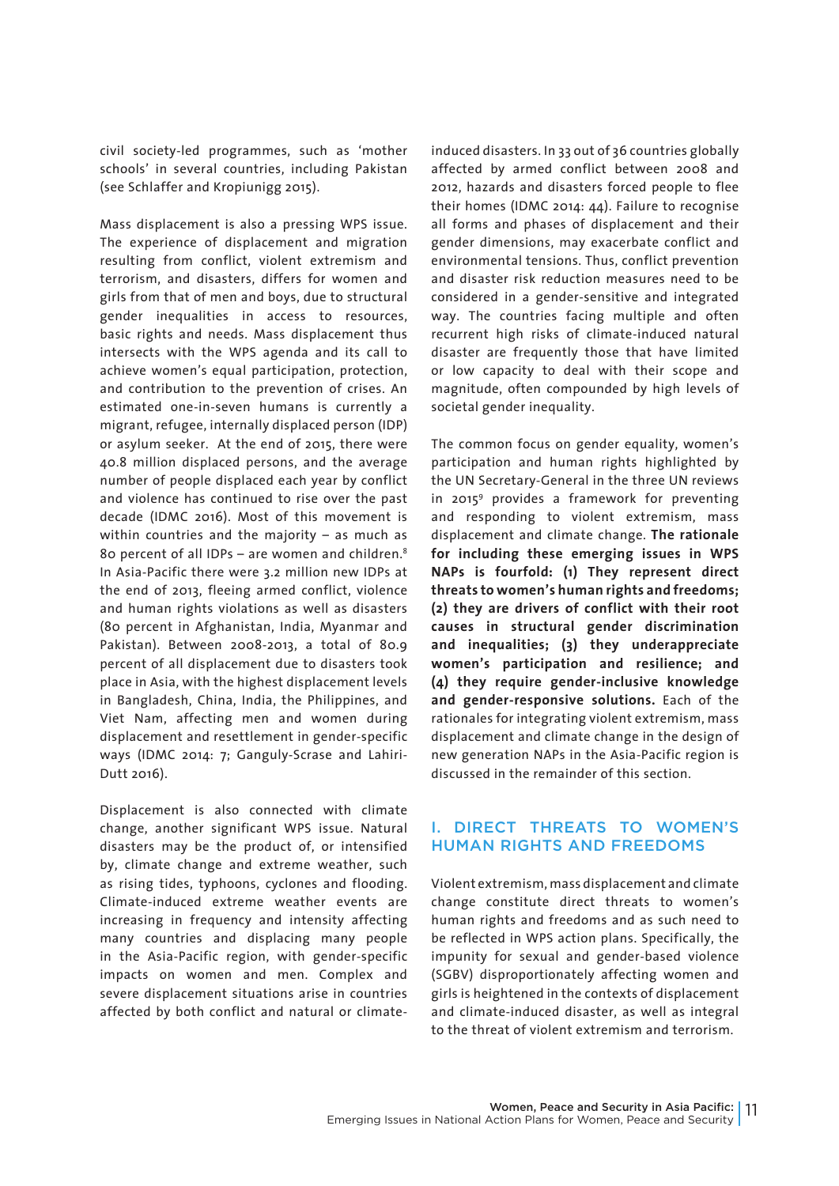civil society-led programmes, such as 'mother schools' in several countries, including Pakistan (see Schlaffer and Kropiunigg 2015).

Mass displacement is also a pressing WPS issue. The experience of displacement and migration resulting from conflict, violent extremism and terrorism, and disasters, differs for women and girls from that of men and boys, due to structural gender inequalities in access to resources, basic rights and needs. Mass displacement thus intersects with the WPS agenda and its call to achieve women's equal participation, protection, and contribution to the prevention of crises. An estimated one-in-seven humans is currently a migrant, refugee, internally displaced person (IDP) or asylum seeker. At the end of 2015, there were 40.8 million displaced persons, and the average number of people displaced each year by conflict and violence has continued to rise over the past decade (IDMC 2016). Most of this movement is within countries and the majority – as much as 80 percent of all IDPs – are women and children.[8] In Asia-Pacific there were 3.2 million new IDPs at the end of 2013, fleeing armed conflict, violence and human rights violations as well as disasters (80 percent in Afghanistan, India, Myanmar and Pakistan). Between 2008-2013, a total of 80.9 percent of all displacement due to disasters took place in Asia, with the highest displacement levels in Bangladesh, China, India, the Philippines, and Viet Nam, affecting men and women during displacement and resettlement in gender-specific ways (IDMC 2014: 7; Ganguly-Scrase and Lahiri-Dutt 2016).

Displacement is also connected with climate change, another significant WPS issue. Natural disasters may be the product of, or intensified by, climate change and extreme weather, such as rising tides, typhoons, cyclones and flooding. Climate-induced extreme weather events are increasing in frequency and intensity affecting many countries and displacing many people in the Asia-Pacific region, with gender-specific impacts on women and men. Complex and severe displacement situations arise in countries affected by both conflict and natural or climate-induced disasters. In 33 out of 36 countries globally affected by armed conflict between 2008 and 2012, hazards and disasters forced people to flee their homes (IDMC 2014: 44). Failure to recognise all forms and phases of displacement and their gender dimensions, may exacerbate conflict and environmental tensions. Thus, conflict prevention and disaster risk reduction measures need to be considered in a gender-sensitive and integrated way. The countries facing multiple and often recurrent high risks of climate-induced natural disaster are frequently those that have limited or low capacity to deal with their scope and magnitude, often compounded by high levels of societal gender inequality.

The common focus on gender equality, women's participation and human rights highlighted by the UN Secretary-General in the three UN reviews in 2015[9] provides a framework for preventing and responding to violent extremism, mass displacement and climate change. **The rationale for including these emerging issues in WPS NAPs is fourfold: (1) They represent direct threats to women's human rights and freedoms; (2) they are drivers of conflict with their root causes in structural gender discrimination and inequalities; (3) they underappreciate women's participation and resilience; and (4) they require gender-inclusive knowledge and gender-responsive solutions.** Each of the rationales for integrating violent extremism, mass displacement and climate change in the design of new generation NAPs in the Asia-Pacific region is discussed in the remainder of this section.

## I. DIRECT THREATS TO WOMEN'S HUMAN RIGHTS AND FREEDOMS

Violent extremism, mass displacement and climate change constitute direct threats to women's human rights and freedoms and as such need to be reflected in WPS action plans. Specifically, the impunity for sexual and gender-based violence (SGBV) disproportionately affecting women and girls is heightened in the contexts of displacement and climate-induced disaster, as well as integral to the threat of violent extremism and terrorism.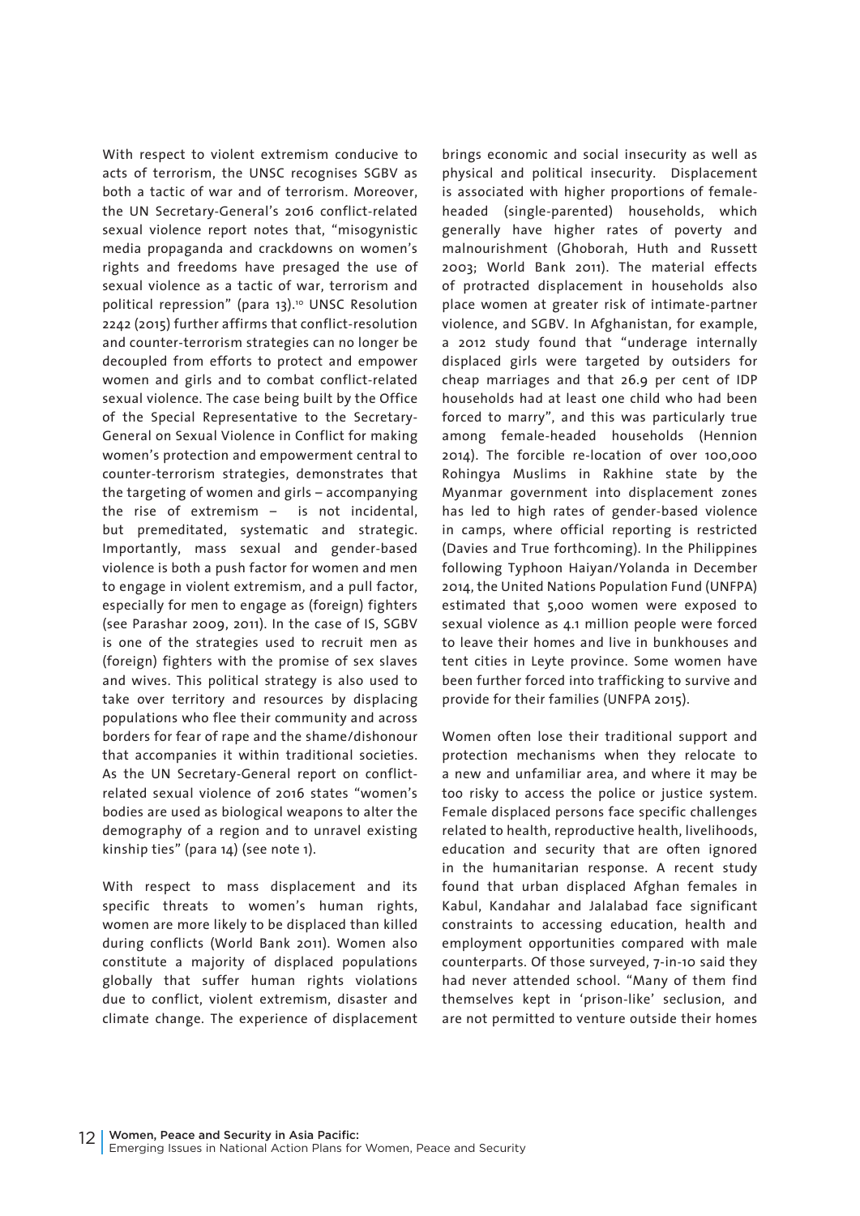With respect to violent extremism conducive to acts of terrorism, the UNSC recognises SGBV as both a tactic of war and of terrorism. Moreover, the UN Secretary-General's 2016 conflict-related sexual violence report notes that, "misogynistic media propaganda and crackdowns on women's rights and freedoms have presaged the use of sexual violence as a tactic of war, terrorism and political repression" (para 13).[10] UNSC Resolution 2242 (2015) further affirms that conflict-resolution and counter-terrorism strategies can no longer be decoupled from efforts to protect and empower women and girls and to combat conflict-related sexual violence. The case being built by the Office of the Special Representative to the Secretary-General on Sexual Violence in Conflict for making women's protection and empowerment central to counter-terrorism strategies, demonstrates that the targeting of women and girls – accompanying the rise of extremism – is not incidental, but premeditated, systematic and strategic. Importantly, mass sexual and gender-based violence is both a push factor for women and men to engage in violent extremism, and a pull factor, especially for men to engage as (foreign) fighters (see Parashar 2009, 2011). In the case of IS, SGBV is one of the strategies used to recruit men as (foreign) fighters with the promise of sex slaves and wives. This political strategy is also used to take over territory and resources by displacing populations who flee their community and across borders for fear of rape and the shame/dishonour that accompanies it within traditional societies. As the UN Secretary-General report on conflict-related sexual violence of 2016 states "women's bodies are used as biological weapons to alter the demography of a region and to unravel existing kinship ties" (para 14) (see note 1).

With respect to mass displacement and its specific threats to women's human rights, women are more likely to be displaced than killed during conflicts (World Bank 2011). Women also constitute a majority of displaced populations globally that suffer human rights violations due to conflict, violent extremism, disaster and climate change. The experience of displacement brings economic and social insecurity as well as physical and political insecurity. Displacement is associated with higher proportions of female-headed (single-parented) households, which generally have higher rates of poverty and malnourishment (Ghoborah, Huth and Russett 2003; World Bank 2011). The material effects of protracted displacement in households also place women at greater risk of intimate-partner violence, and SGBV. In Afghanistan, for example, a 2012 study found that "underage internally displaced girls were targeted by outsiders for cheap marriages and that 26.9 per cent of IDP households had at least one child who had been forced to marry", and this was particularly true among female-headed households (Hennion 2014). The forcible re-location of over 100,000 Rohingya Muslims in Rakhine state by the Myanmar government into displacement zones has led to high rates of gender-based violence in camps, where official reporting is restricted (Davies and True forthcoming). In the Philippines following Typhoon Haiyan/Yolanda in December 2014, the United Nations Population Fund (UNFPA) estimated that 5,000 women were exposed to sexual violence as 4.1 million people were forced to leave their homes and live in bunkhouses and tent cities in Leyte province. Some women have been further forced into trafficking to survive and provide for their families (UNFPA 2015).

Women often lose their traditional support and protection mechanisms when they relocate to a new and unfamiliar area, and where it may be too risky to access the police or justice system. Female displaced persons face specific challenges related to health, reproductive health, livelihoods, education and security that are often ignored in the humanitarian response. A recent study found that urban displaced Afghan females in Kabul, Kandahar and Jalalabad face significant constraints to accessing education, health and employment opportunities compared with male counterparts. Of those surveyed, 7-in-10 said they had never attended school. "Many of them find themselves kept in 'prison-like' seclusion, and are not permitted to venture outside their homes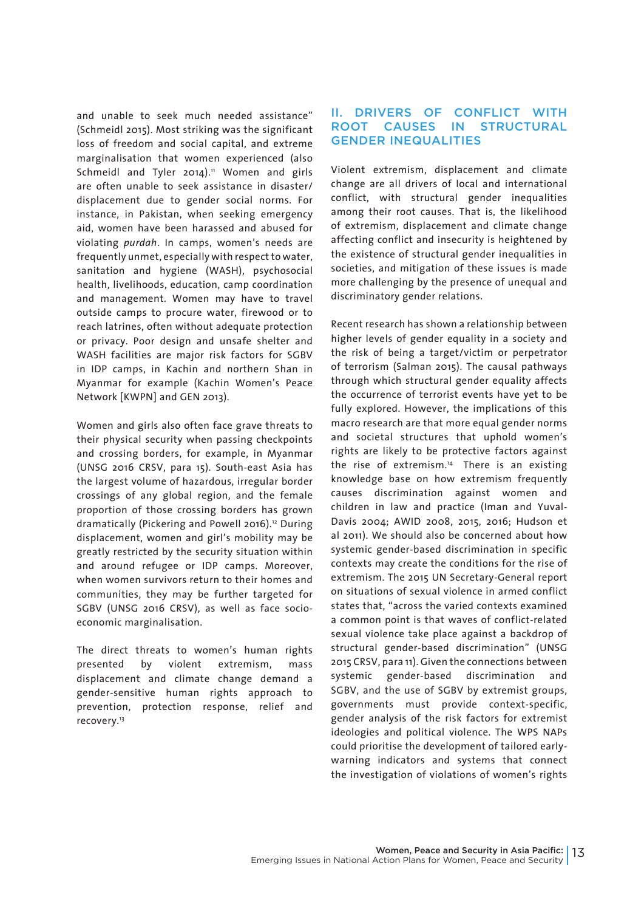and unable to seek much needed assistance" (Schmeidl 2015). Most striking was the significant loss of freedom and social capital, and extreme marginalisation that women experienced (also Schmeidl and Tyler 2014).[11] Women and girls are often unable to seek assistance in disaster/ displacement due to gender social norms. For instance, in Pakistan, when seeking emergency aid, women have been harassed and abused for violating *purdah*. In camps, women's needs are frequently unmet, especially with respect to water, sanitation and hygiene (WASH), psychosocial health, livelihoods, education, camp coordination and management. Women may have to travel outside camps to procure water, firewood or to reach latrines, often without adequate protection or privacy. Poor design and unsafe shelter and WASH facilities are major risk factors for SGBV in IDP camps, in Kachin and northern Shan in Myanmar for example (Kachin Women's Peace Network [KWPN] and GEN 2013).

Women and girls also often face grave threats to their physical security when passing checkpoints and crossing borders, for example, in Myanmar (UNSG 2016 CRSV, para 15). South-east Asia has the largest volume of hazardous, irregular border crossings of any global region, and the female proportion of those crossing borders has grown dramatically (Pickering and Powell 2016).[12] During displacement, women and girl's mobility may be greatly restricted by the security situation within and around refugee or IDP camps. Moreover, when women survivors return to their homes and communities, they may be further targeted for SGBV (UNSG 2016 CRSV), as well as face socio-economic marginalisation.

The direct threats to women's human rights presented by violent extremism, mass displacement and climate change demand a gender-sensitive human rights approach to prevention, protection response, relief and recovery.[13]

## II. DRIVERS OF CONFLICT WITH ROOT CAUSES IN STRUCTURAL GENDER INEQUALITIES

Violent extremism, displacement and climate change are all drivers of local and international conflict, with structural gender inequalities among their root causes. That is, the likelihood of extremism, displacement and climate change affecting conflict and insecurity is heightened by the existence of structural gender inequalities in societies, and mitigation of these issues is made more challenging by the presence of unequal and discriminatory gender relations.

Recent research has shown a relationship between higher levels of gender equality in a society and the risk of being a target/victim or perpetrator of terrorism (Salman 2015). The causal pathways through which structural gender equality affects the occurrence of terrorist events have yet to be fully explored. However, the implications of this macro research are that more equal gender norms and societal structures that uphold women's rights are likely to be protective factors against the rise of extremism.[14] There is an existing knowledge base on how extremism frequently causes discrimination against women and children in law and practice (Iman and Yuval-Davis 2004; AWID 2008, 2015, 2016; Hudson et al 2011). We should also be concerned about how systemic gender-based discrimination in specific contexts may create the conditions for the rise of extremism. The 2015 UN Secretary-General report on situations of sexual violence in armed conflict states that, "across the varied contexts examined a common point is that waves of conflict-related sexual violence take place against a backdrop of structural gender-based discrimination" (UNSG 2015 CRSV, para 11). Given the connections between systemic gender-based discrimination and SGBV, and the use of SGBV by extremist groups, governments must provide context-specific, gender analysis of the risk factors for extremist ideologies and political violence. The WPS NAPs could prioritise the development of tailored early-warning indicators and systems that connect the investigation of violations of women's rights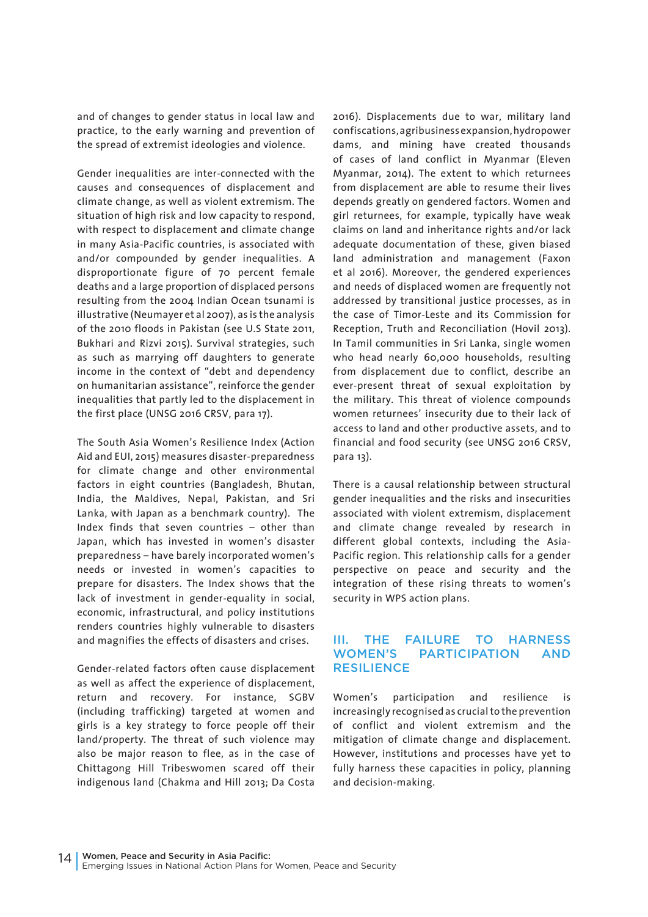and of changes to gender status in local law and practice, to the early warning and prevention of the spread of extremist ideologies and violence.

Gender inequalities are inter-connected with the causes and consequences of displacement and climate change, as well as violent extremism. The situation of high risk and low capacity to respond, with respect to displacement and climate change in many Asia-Pacific countries, is associated with and/or compounded by gender inequalities. A disproportionate figure of 70 percent female deaths and a large proportion of displaced persons resulting from the 2004 Indian Ocean tsunami is illustrative (Neumayer et al 2007), as is the analysis of the 2010 floods in Pakistan (see U.S State 2011, Bukhari and Rizvi 2015). Survival strategies, such as such as marrying off daughters to generate income in the context of "debt and dependency on humanitarian assistance", reinforce the gender inequalities that partly led to the displacement in the first place (UNSG 2016 CRSV, para 17).

The South Asia Women's Resilience Index (Action Aid and EUI, 2015) measures disaster-preparedness for climate change and other environmental factors in eight countries (Bangladesh, Bhutan, India, the Maldives, Nepal, Pakistan, and Sri Lanka, with Japan as a benchmark country). The Index finds that seven countries – other than Japan, which has invested in women's disaster preparedness – have barely incorporated women's needs or invested in women's capacities to prepare for disasters. The Index shows that the lack of investment in gender-equality in social, economic, infrastructural, and policy institutions renders countries highly vulnerable to disasters and magnifies the effects of disasters and crises.

Gender-related factors often cause displacement as well as affect the experience of displacement, return and recovery. For instance, SGBV (including trafficking) targeted at women and girls is a key strategy to force people off their land/property. The threat of such violence may also be major reason to flee, as in the case of Chittagong Hill Tribeswomen scared off their indigenous land (Chakma and Hill 2013; Da Costa 2016). Displacements due to war, military land confiscations, agribusiness expansion, hydropower dams, and mining have created thousands of cases of land conflict in Myanmar (Eleven Myanmar, 2014). The extent to which returnees from displacement are able to resume their lives depends greatly on gendered factors. Women and girl returnees, for example, typically have weak claims on land and inheritance rights and/or lack adequate documentation of these, given biased land administration and management (Faxon et al 2016). Moreover, the gendered experiences and needs of displaced women are frequently not addressed by transitional justice processes, as in the case of Timor-Leste and its Commission for Reception, Truth and Reconciliation (Hovil 2013). In Tamil communities in Sri Lanka, single women who head nearly 60,000 households, resulting from displacement due to conflict, describe an ever-present threat of sexual exploitation by the military. This threat of violence compounds women returnees' insecurity due to their lack of access to land and other productive assets, and to financial and food security (see UNSG 2016 CRSV, para 13).

There is a causal relationship between structural gender inequalities and the risks and insecurities associated with violent extremism, displacement and climate change revealed by research in different global contexts, including the Asia-Pacific region. This relationship calls for a gender perspective on peace and security and the integration of these rising threats to women's security in WPS action plans.

## III. THE FAILURE TO HARNESS WOMEN'S PARTICIPATION AND RESILIENCE

Women's participation and resilience is increasingly recognised as crucial to the prevention of conflict and violent extremism and the mitigation of climate change and displacement. However, institutions and processes have yet to fully harness these capacities in policy, planning and decision-making.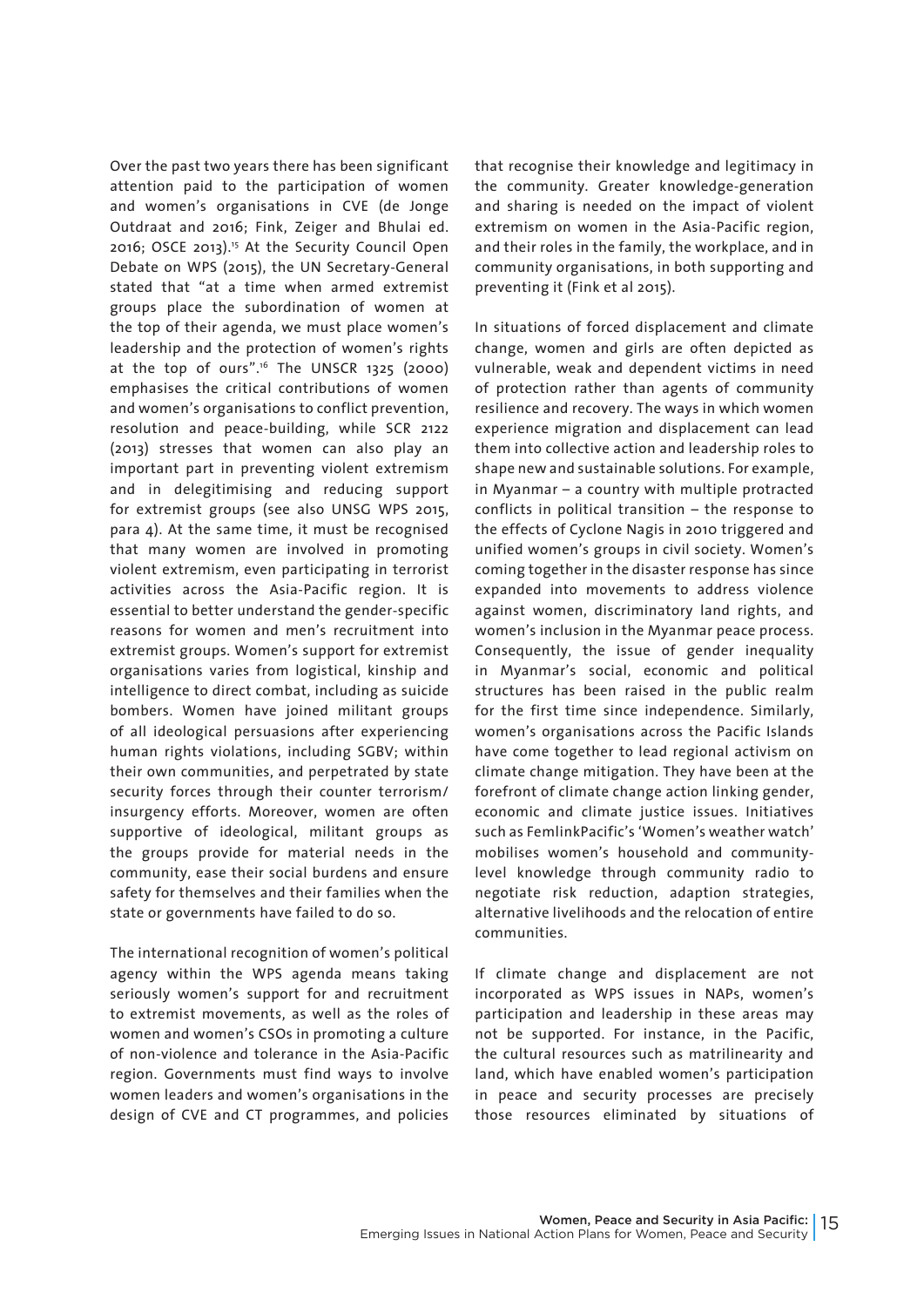Over the past two years there has been significant attention paid to the participation of women and women's organisations in CVE (de Jonge Outdraat and 2016; Fink, Zeiger and Bhulai ed. 2016; OSCE 2013).[15] At the Security Council Open Debate on WPS (2015), the UN Secretary-General stated that "at a time when armed extremist groups place the subordination of women at the top of their agenda, we must place women's leadership and the protection of women's rights at the top of ours".[16] The UNSCR 1325 (2000) emphasises the critical contributions of women and women's organisations to conflict prevention, resolution and peace-building, while SCR 2122 (2013) stresses that women can also play an important part in preventing violent extremism and in delegitimising and reducing support for extremist groups (see also UNSG WPS 2015, para 4). At the same time, it must be recognised that many women are involved in promoting violent extremism, even participating in terrorist activities across the Asia-Pacific region. It is essential to better understand the gender-specific reasons for women and men's recruitment into extremist groups. Women's support for extremist organisations varies from logistical, kinship and intelligence to direct combat, including as suicide bombers. Women have joined militant groups of all ideological persuasions after experiencing human rights violations, including SGBV; within their own communities, and perpetrated by state security forces through their counter terrorism/ insurgency efforts. Moreover, women are often supportive of ideological, militant groups as the groups provide for material needs in the community, ease their social burdens and ensure safety for themselves and their families when the state or governments have failed to do so.

The international recognition of women's political agency within the WPS agenda means taking seriously women's support for and recruitment to extremist movements, as well as the roles of women and women's CSOs in promoting a culture of non-violence and tolerance in the Asia-Pacific region. Governments must find ways to involve women leaders and women's organisations in the design of CVE and CT programmes, and policies that recognise their knowledge and legitimacy in the community. Greater knowledge-generation and sharing is needed on the impact of violent extremism on women in the Asia-Pacific region, and their roles in the family, the workplace, and in community organisations, in both supporting and preventing it (Fink et al 2015).

In situations of forced displacement and climate change, women and girls are often depicted as vulnerable, weak and dependent victims in need of protection rather than agents of community resilience and recovery. The ways in which women experience migration and displacement can lead them into collective action and leadership roles to shape new and sustainable solutions. For example, in Myanmar – a country with multiple protracted conflicts in political transition – the response to the effects of Cyclone Nagis in 2010 triggered and unified women's groups in civil society. Women's coming together in the disaster response has since expanded into movements to address violence against women, discriminatory land rights, and women's inclusion in the Myanmar peace process. Consequently, the issue of gender inequality in Myanmar's social, economic and political structures has been raised in the public realm for the first time since independence. Similarly, women's organisations across the Pacific Islands have come together to lead regional activism on climate change mitigation. They have been at the forefront of climate change action linking gender, economic and climate justice issues. Initiatives such as FemlinkPacific's 'Women's weather watch' mobilises women's household and community-level knowledge through community radio to negotiate risk reduction, adaption strategies, alternative livelihoods and the relocation of entire communities.

If climate change and displacement are not incorporated as WPS issues in NAPs, women's participation and leadership in these areas may not be supported. For instance, in the Pacific, the cultural resources such as matrilinearity and land, which have enabled women's participation in peace and security processes are precisely those resources eliminated by situations of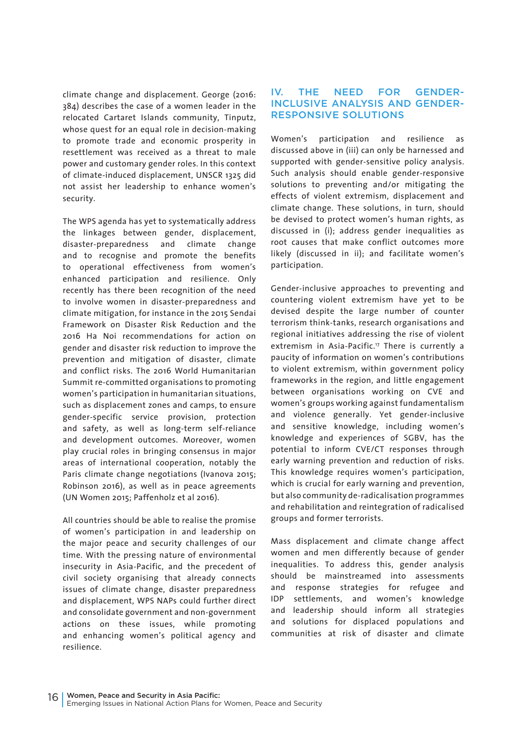climate change and displacement. George (2016: 384) describes the case of a women leader in the relocated Cartaret Islands community, Tinputz, whose quest for an equal role in decision-making to promote trade and economic prosperity in resettlement was received as a threat to male power and customary gender roles. In this context of climate-induced displacement, UNSCR 1325 did not assist her leadership to enhance women's security.

The WPS agenda has yet to systematically address the linkages between gender, displacement, disaster-preparedness and climate change and to recognise and promote the benefits to operational effectiveness from women's enhanced participation and resilience. Only recently has there been recognition of the need to involve women in disaster-preparedness and climate mitigation, for instance in the 2015 Sendai Framework on Disaster Risk Reduction and the 2016 Ha Noi recommendations for action on gender and disaster risk reduction to improve the prevention and mitigation of disaster, climate and conflict risks. The 2016 World Humanitarian Summit re-committed organisations to promoting women's participation in humanitarian situations, such as displacement zones and camps, to ensure gender-specific service provision, protection and safety, as well as long-term self-reliance and development outcomes. Moreover, women play crucial roles in bringing consensus in major areas of international cooperation, notably the Paris climate change negotiations (Ivanova 2015; Robinson 2016), as well as in peace agreements (UN Women 2015; Paffenholz et al 2016).

All countries should be able to realise the promise of women's participation in and leadership on the major peace and security challenges of our time. With the pressing nature of environmental insecurity in Asia-Pacific, and the precedent of civil society organising that already connects issues of climate change, disaster preparedness and displacement, WPS NAPs could further direct and consolidate government and non-government actions on these issues, while promoting and enhancing women's political agency and resilience.

## IV. THE NEED FOR GENDER-INCLUSIVE ANALYSIS AND GENDER-RESPONSIVE SOLUTIONS

Women's participation and resilience as discussed above in (iii) can only be harnessed and supported with gender-sensitive policy analysis. Such analysis should enable gender-responsive solutions to preventing and/or mitigating the effects of violent extremism, displacement and climate change. These solutions, in turn, should be devised to protect women's human rights, as discussed in (i); address gender inequalities as root causes that make conflict outcomes more likely (discussed in ii); and facilitate women's participation.

Gender-inclusive approaches to preventing and countering violent extremism have yet to be devised despite the large number of counter terrorism think-tanks, research organisations and regional initiatives addressing the rise of violent extremism in Asia-Pacific.[17] There is currently a paucity of information on women's contributions to violent extremism, within government policy frameworks in the region, and little engagement between organisations working on CVE and women's groups working against fundamentalism and violence generally. Yet gender-inclusive and sensitive knowledge, including women's knowledge and experiences of SGBV, has the potential to inform CVE/CT responses through early warning prevention and reduction of risks. This knowledge requires women's participation, which is crucial for early warning and prevention, but also community de-radicalisation programmes and rehabilitation and reintegration of radicalised groups and former terrorists.

Mass displacement and climate change affect women and men differently because of gender inequalities. To address this, gender analysis should be mainstreamed into assessments and response strategies for refugee and IDP settlements, and women's knowledge and leadership should inform all strategies and solutions for displaced populations and communities at risk of disaster and climate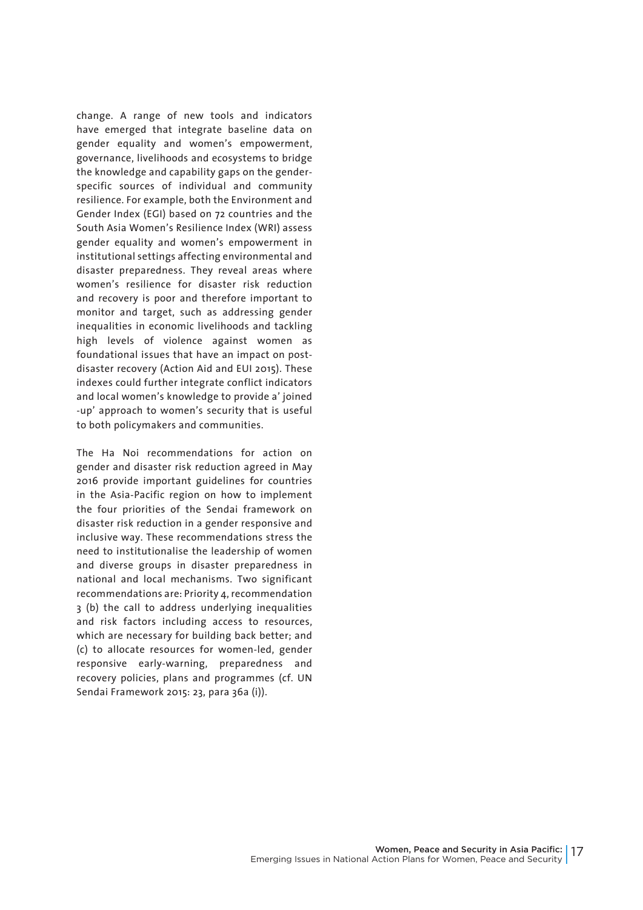change. A range of new tools and indicators have emerged that integrate baseline data on gender equality and women's empowerment, governance, livelihoods and ecosystems to bridge the knowledge and capability gaps on the gender-specific sources of individual and community resilience. For example, both the Environment and Gender Index (EGI) based on 72 countries and the South Asia Women's Resilience Index (WRI) assess gender equality and women's empowerment in institutional settings affecting environmental and disaster preparedness. They reveal areas where women's resilience for disaster risk reduction and recovery is poor and therefore important to monitor and target, such as addressing gender inequalities in economic livelihoods and tackling high levels of violence against women as foundational issues that have an impact on post-disaster recovery (Action Aid and EUI 2015). These indexes could further integrate conflict indicators and local women's knowledge to provide a' joined -up' approach to women's security that is useful to both policymakers and communities.

The Ha Noi recommendations for action on gender and disaster risk reduction agreed in May 2016 provide important guidelines for countries in the Asia-Pacific region on how to implement the four priorities of the Sendai framework on disaster risk reduction in a gender responsive and inclusive way. These recommendations stress the need to institutionalise the leadership of women and diverse groups in disaster preparedness in national and local mechanisms. Two significant recommendations are: Priority 4, recommendation 3 (b) the call to address underlying inequalities and risk factors including access to resources, which are necessary for building back better; and (c) to allocate resources for women-led, gender responsive early-warning, preparedness and recovery policies, plans and programmes (cf. UN Sendai Framework 2015: 23, para 36a (i)).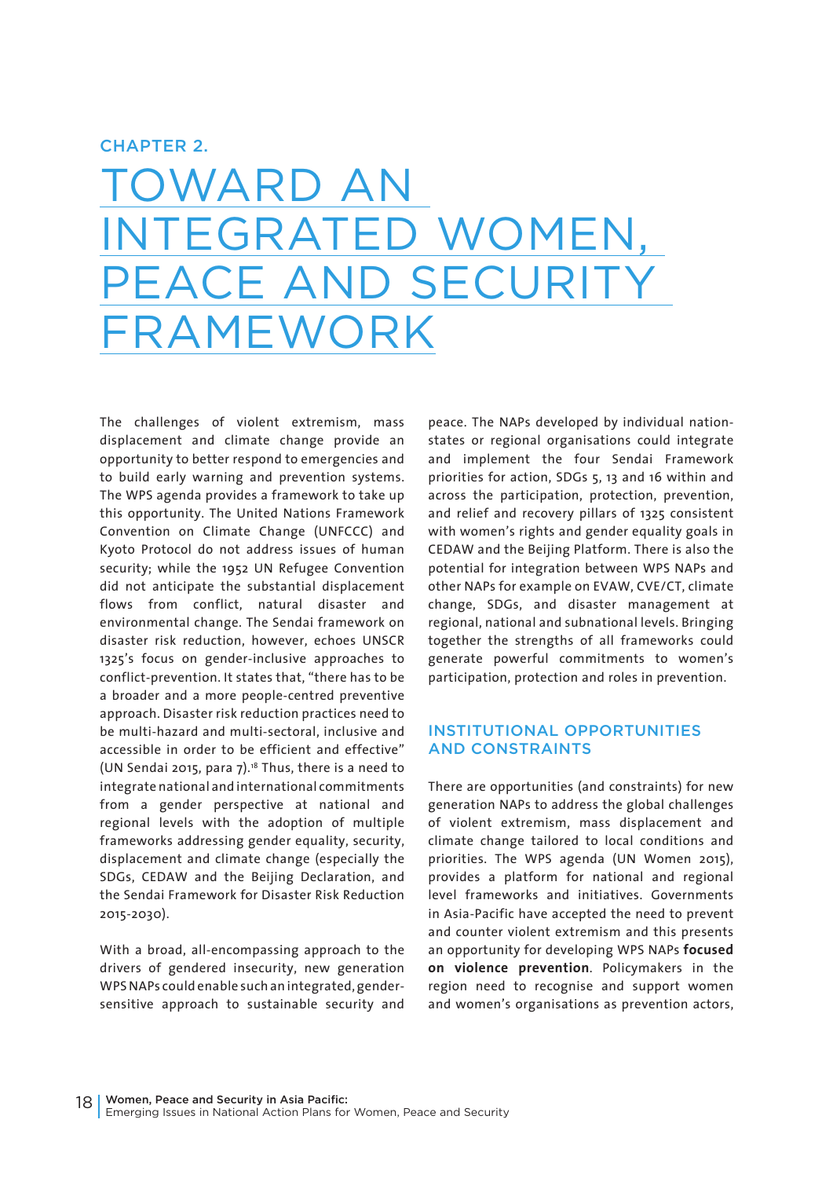CHAPTER 2.

# TOWARD AN INTEGRATED WOMEN, PEACE AND SECURITY FRAMEWORK

The challenges of violent extremism, mass displacement and climate change provide an opportunity to better respond to emergencies and to build early warning and prevention systems. The WPS agenda provides a framework to take up this opportunity. The United Nations Framework Convention on Climate Change (UNFCCC) and Kyoto Protocol do not address issues of human security; while the 1952 UN Refugee Convention did not anticipate the substantial displacement flows from conflict, natural disaster and environmental change. The Sendai framework on disaster risk reduction, however, echoes UNSCR 1325's focus on gender-inclusive approaches to conflict-prevention. It states that, "there has to be a broader and a more people-centred preventive approach. Disaster risk reduction practices need to be multi-hazard and multi-sectoral, inclusive and accessible in order to be efficient and effective" (UN Sendai 2015, para 7).[18] Thus, there is a need to integrate national and international commitments from a gender perspective at national and regional levels with the adoption of multiple frameworks addressing gender equality, security, displacement and climate change (especially the SDGs, CEDAW and the Beijing Declaration, and the Sendai Framework for Disaster Risk Reduction 2015-2030).

With a broad, all-encompassing approach to the drivers of gendered insecurity, new generation WPS NAPs could enable such an integrated, gender-sensitive approach to sustainable security and peace. The NAPs developed by individual nation-states or regional organisations could integrate and implement the four Sendai Framework priorities for action, SDGs 5, 13 and 16 within and across the participation, protection, prevention, and relief and recovery pillars of 1325 consistent with women's rights and gender equality goals in CEDAW and the Beijing Platform. There is also the potential for integration between WPS NAPs and other NAPs for example on EVAW, CVE/CT, climate change, SDGs, and disaster management at regional, national and subnational levels. Bringing together the strengths of all frameworks could generate powerful commitments to women's participation, protection and roles in prevention.

## INSTITUTIONAL OPPORTUNITIES AND CONSTRAINTS

There are opportunities (and constraints) for new generation NAPs to address the global challenges of violent extremism, mass displacement and climate change tailored to local conditions and priorities. The WPS agenda (UN Women 2015), provides a platform for national and regional level frameworks and initiatives. Governments in Asia-Pacific have accepted the need to prevent and counter violent extremism and this presents an opportunity for developing WPS NAPs **focused on violence prevention**. Policymakers in the region need to recognise and support women and women's organisations as prevention actors,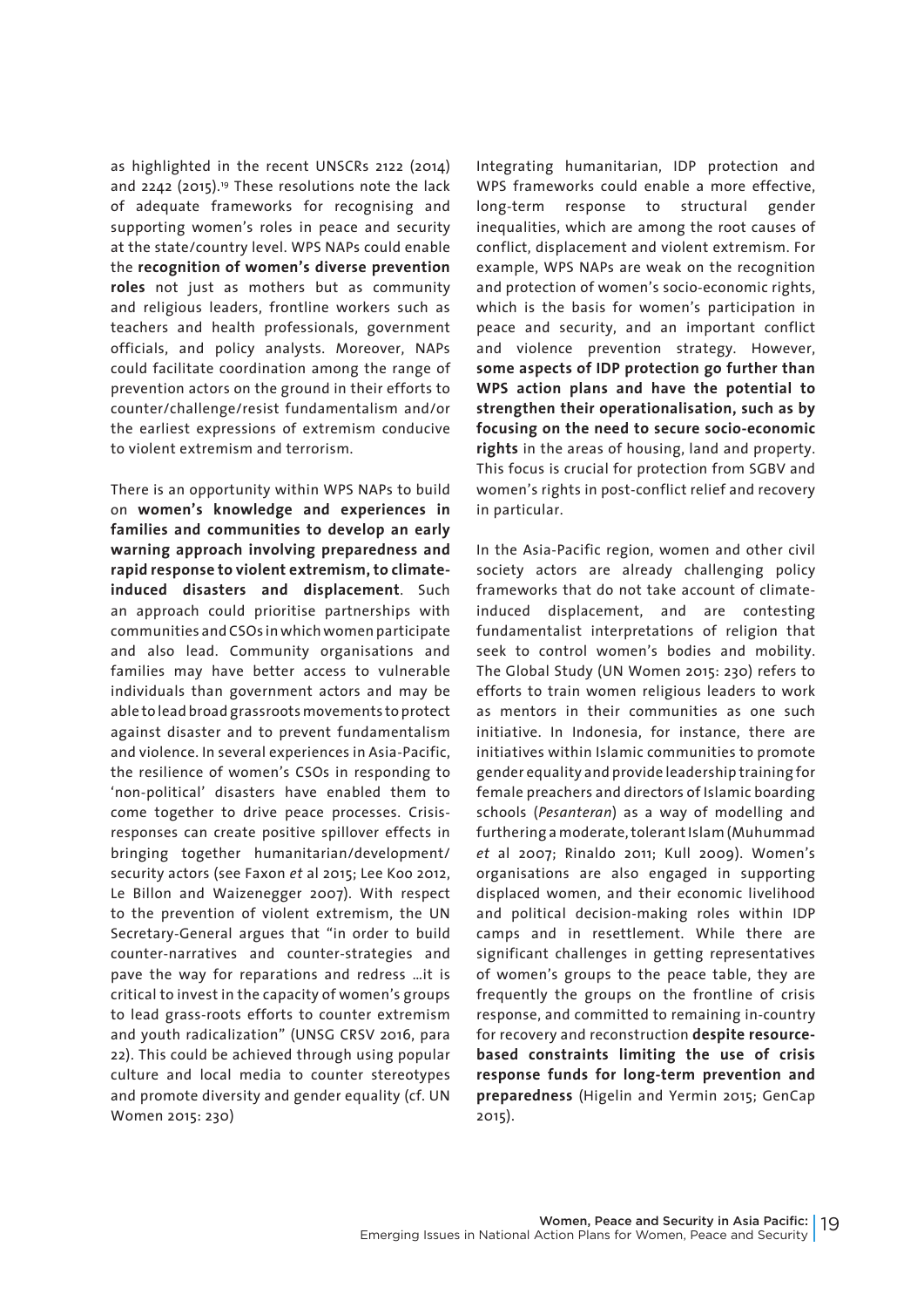as highlighted in the recent UNSCRs 2122 (2014) and 2242 (2015).[19] These resolutions note the lack of adequate frameworks for recognising and supporting women's roles in peace and security at the state/country level. WPS NAPs could enable the **recognition of women's diverse prevention roles** not just as mothers but as community and religious leaders, frontline workers such as teachers and health professionals, government officials, and policy analysts. Moreover, NAPs could facilitate coordination among the range of prevention actors on the ground in their efforts to counter/challenge/resist fundamentalism and/or the earliest expressions of extremism conducive to violent extremism and terrorism.

There is an opportunity within WPS NAPs to build on **women's knowledge and experiences in families and communities to develop an early warning approach involving preparedness and rapid response to violent extremism, to climate-induced disasters and displacement**. Such an approach could prioritise partnerships with communities and CSOs in which women participate and also lead. Community organisations and families may have better access to vulnerable individuals than government actors and may be able to lead broad grassroots movements to protect against disaster and to prevent fundamentalism and violence. In several experiences in Asia-Pacific, the resilience of women's CSOs in responding to 'non-political' disasters have enabled them to come together to drive peace processes. Crisis-responses can create positive spillover effects in bringing together humanitarian/development/security actors (see Faxon *et* al 2015; Lee Koo 2012, Le Billon and Waizenegger 2007). With respect to the prevention of violent extremism, the UN Secretary-General argues that "in order to build counter-narratives and counter-strategies and pave the way for reparations and redress …it is critical to invest in the capacity of women's groups to lead grass-roots efforts to counter extremism and youth radicalization" (UNSG CRSV 2016, para 22). This could be achieved through using popular culture and local media to counter stereotypes and promote diversity and gender equality (cf. UN Women 2015: 230)

Integrating humanitarian, IDP protection and WPS frameworks could enable a more effective, long-term response to structural gender inequalities, which are among the root causes of conflict, displacement and violent extremism. For example, WPS NAPs are weak on the recognition and protection of women's socio-economic rights, which is the basis for women's participation in peace and security, and an important conflict and violence prevention strategy. However, **some aspects of IDP protection go further than WPS action plans and have the potential to strengthen their operationalisation, such as by focusing on the need to secure socio-economic rights** in the areas of housing, land and property. This focus is crucial for protection from SGBV and women's rights in post-conflict relief and recovery in particular.

In the Asia-Pacific region, women and other civil society actors are already challenging policy frameworks that do not take account of climate-induced displacement, and are contesting fundamentalist interpretations of religion that seek to control women's bodies and mobility. The Global Study (UN Women 2015: 230) refers to efforts to train women religious leaders to work as mentors in their communities as one such initiative. In Indonesia, for instance, there are initiatives within Islamic communities to promote gender equality and provide leadership training for female preachers and directors of Islamic boarding schools (*Pesanteran*) as a way of modelling and furthering a moderate, tolerant Islam (Muhummad *et* al 2007; Rinaldo 2011; Kull 2009). Women's organisations are also engaged in supporting displaced women, and their economic livelihood and political decision-making roles within IDP camps and in resettlement. While there are significant challenges in getting representatives of women's groups to the peace table, they are frequently the groups on the frontline of crisis response, and committed to remaining in-country for recovery and reconstruction **despite resource-based constraints limiting the use of crisis response funds for long-term prevention and preparedness** (Higelin and Yermin 2015; GenCap 2015).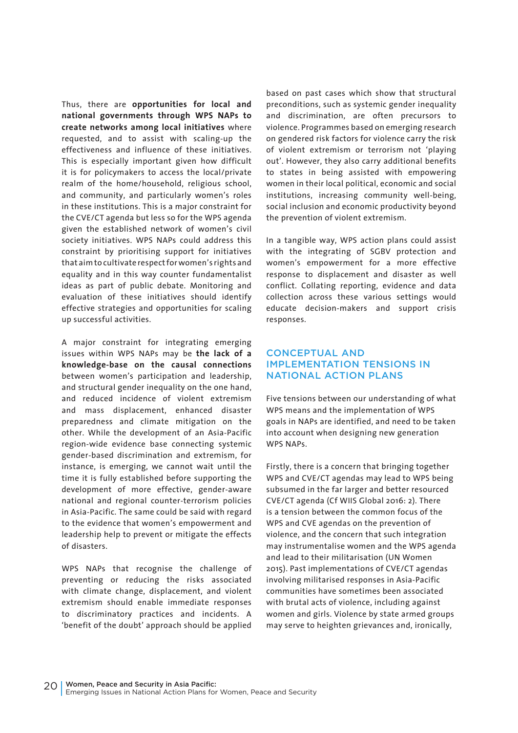Thus, there are **opportunities for local and national governments through WPS NAPs to create networks among local initiatives** where requested, and to assist with scaling-up the effectiveness and influence of these initiatives. This is especially important given how difficult it is for policymakers to access the local/private realm of the home/household, religious school, and community, and particularly women's roles in these institutions. This is a major constraint for the CVE/CT agenda but less so for the WPS agenda given the established network of women's civil society initiatives. WPS NAPs could address this constraint by prioritising support for initiatives that aim to cultivate respect for women's rights and equality and in this way counter fundamentalist ideas as part of public debate. Monitoring and evaluation of these initiatives should identify effective strategies and opportunities for scaling up successful activities.

A major constraint for integrating emerging issues within WPS NAPs may be **the lack of a knowledge-base on the causal connections** between women's participation and leadership, and structural gender inequality on the one hand, and reduced incidence of violent extremism and mass displacement, enhanced disaster preparedness and climate mitigation on the other. While the development of an Asia-Pacific region-wide evidence base connecting systemic gender-based discrimination and extremism, for instance, is emerging, we cannot wait until the time it is fully established before supporting the development of more effective, gender-aware national and regional counter-terrorism policies in Asia-Pacific. The same could be said with regard to the evidence that women's empowerment and leadership help to prevent or mitigate the effects of disasters.

WPS NAPs that recognise the challenge of preventing or reducing the risks associated with climate change, displacement, and violent extremism should enable immediate responses to discriminatory practices and incidents. A 'benefit of the doubt' approach should be applied based on past cases which show that structural preconditions, such as systemic gender inequality and discrimination, are often precursors to violence. Programmes based on emerging research on gendered risk factors for violence carry the risk of violent extremism or terrorism not 'playing out'. However, they also carry additional benefits to states in being assisted with empowering women in their local political, economic and social institutions, increasing community well-being, social inclusion and economic productivity beyond the prevention of violent extremism.

In a tangible way, WPS action plans could assist with the integrating of SGBV protection and women's empowerment for a more effective response to displacement and disaster as well conflict. Collating reporting, evidence and data collection across these various settings would educate decision-makers and support crisis responses.

## CONCEPTUAL AND IMPLEMENTATION TENSIONS IN NATIONAL ACTION PLANS

Five tensions between our understanding of what WPS means and the implementation of WPS goals in NAPs are identified, and need to be taken into account when designing new generation WPS NAPs.

Firstly, there is a concern that bringing together WPS and CVE/CT agendas may lead to WPS being subsumed in the far larger and better resourced CVE/CT agenda (Cf WIIS Global 2016: 2). There is a tension between the common focus of the WPS and CVE agendas on the prevention of violence, and the concern that such integration may instrumentalise women and the WPS agenda and lead to their militarisation (UN Women 2015). Past implementations of CVE/CT agendas involving militarised responses in Asia-Pacific communities have sometimes been associated with brutal acts of violence, including against women and girls. Violence by state armed groups may serve to heighten grievances and, ironically,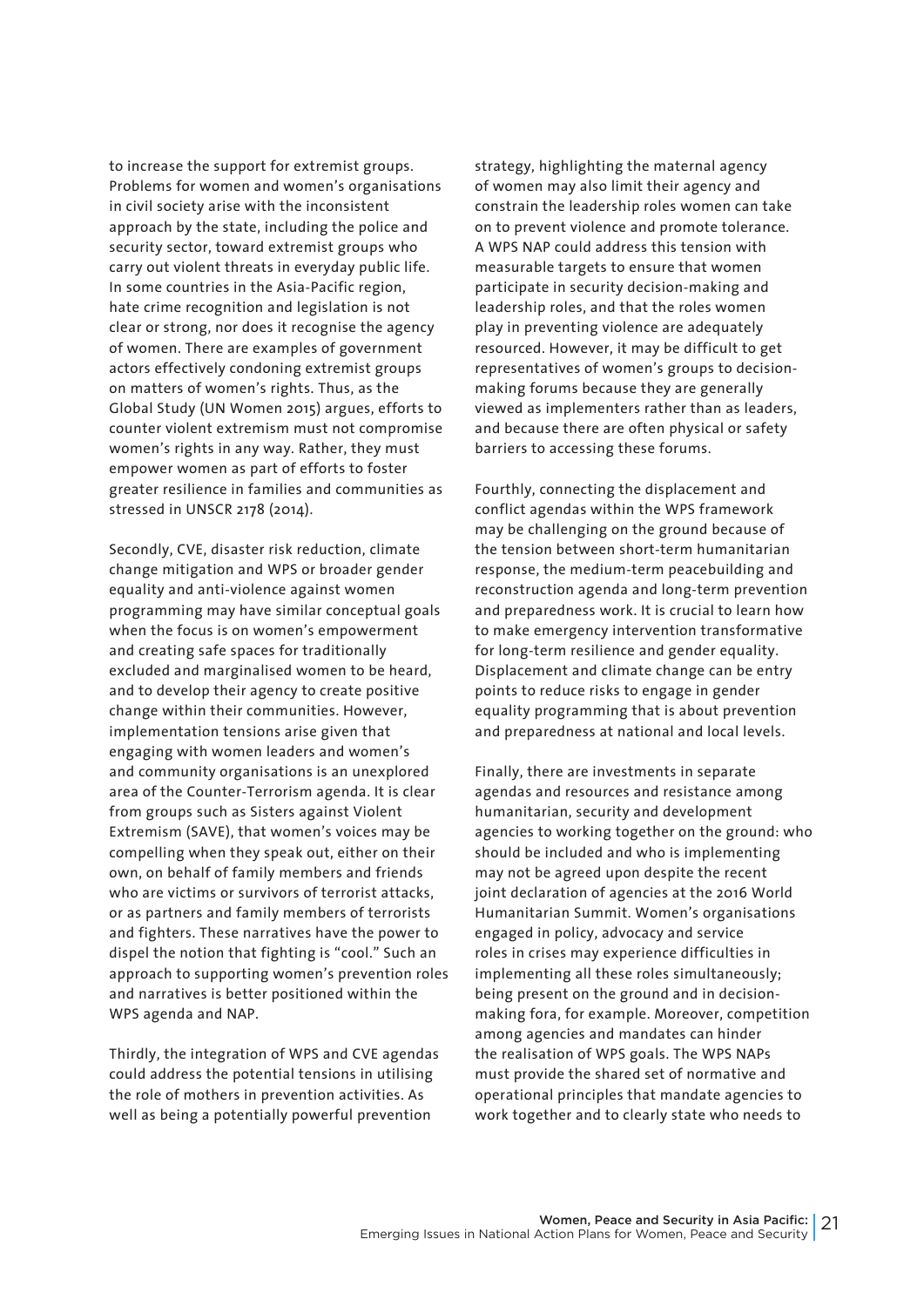to increase the support for extremist groups. Problems for women and women's organisations in civil society arise with the inconsistent approach by the state, including the police and security sector, toward extremist groups who carry out violent threats in everyday public life. In some countries in the Asia-Pacific region, hate crime recognition and legislation is not clear or strong, nor does it recognise the agency of women. There are examples of government actors effectively condoning extremist groups on matters of women's rights. Thus, as the Global Study (UN Women 2015) argues, efforts to counter violent extremism must not compromise women's rights in any way. Rather, they must empower women as part of efforts to foster greater resilience in families and communities as stressed in UNSCR 2178 (2014).

Secondly, CVE, disaster risk reduction, climate change mitigation and WPS or broader gender equality and anti-violence against women programming may have similar conceptual goals when the focus is on women's empowerment and creating safe spaces for traditionally excluded and marginalised women to be heard, and to develop their agency to create positive change within their communities. However, implementation tensions arise given that engaging with women leaders and women's and community organisations is an unexplored area of the Counter-Terrorism agenda. It is clear from groups such as Sisters against Violent Extremism (SAVE), that women's voices may be compelling when they speak out, either on their own, on behalf of family members and friends who are victims or survivors of terrorist attacks, or as partners and family members of terrorists and fighters. These narratives have the power to dispel the notion that fighting is "cool." Such an approach to supporting women's prevention roles and narratives is better positioned within the WPS agenda and NAP.

Thirdly, the integration of WPS and CVE agendas could address the potential tensions in utilising the role of mothers in prevention activities. As well as being a potentially powerful prevention strategy, highlighting the maternal agency of women may also limit their agency and constrain the leadership roles women can take on to prevent violence and promote tolerance. A WPS NAP could address this tension with measurable targets to ensure that women participate in security decision-making and leadership roles, and that the roles women play in preventing violence are adequately resourced. However, it may be difficult to get representatives of women's groups to decision-making forums because they are generally viewed as implementers rather than as leaders, and because there are often physical or safety barriers to accessing these forums.

Fourthly, connecting the displacement and conflict agendas within the WPS framework may be challenging on the ground because of the tension between short-term humanitarian response, the medium-term peacebuilding and reconstruction agenda and long-term prevention and preparedness work. It is crucial to learn how to make emergency intervention transformative for long-term resilience and gender equality. Displacement and climate change can be entry points to reduce risks to engage in gender equality programming that is about prevention and preparedness at national and local levels.

Finally, there are investments in separate agendas and resources and resistance among humanitarian, security and development agencies to working together on the ground: who should be included and who is implementing may not be agreed upon despite the recent joint declaration of agencies at the 2016 World Humanitarian Summit. Women's organisations engaged in policy, advocacy and service roles in crises may experience difficulties in implementing all these roles simultaneously; being present on the ground and in decision-making fora, for example. Moreover, competition among agencies and mandates can hinder the realisation of WPS goals. The WPS NAPs must provide the shared set of normative and operational principles that mandate agencies to work together and to clearly state who needs to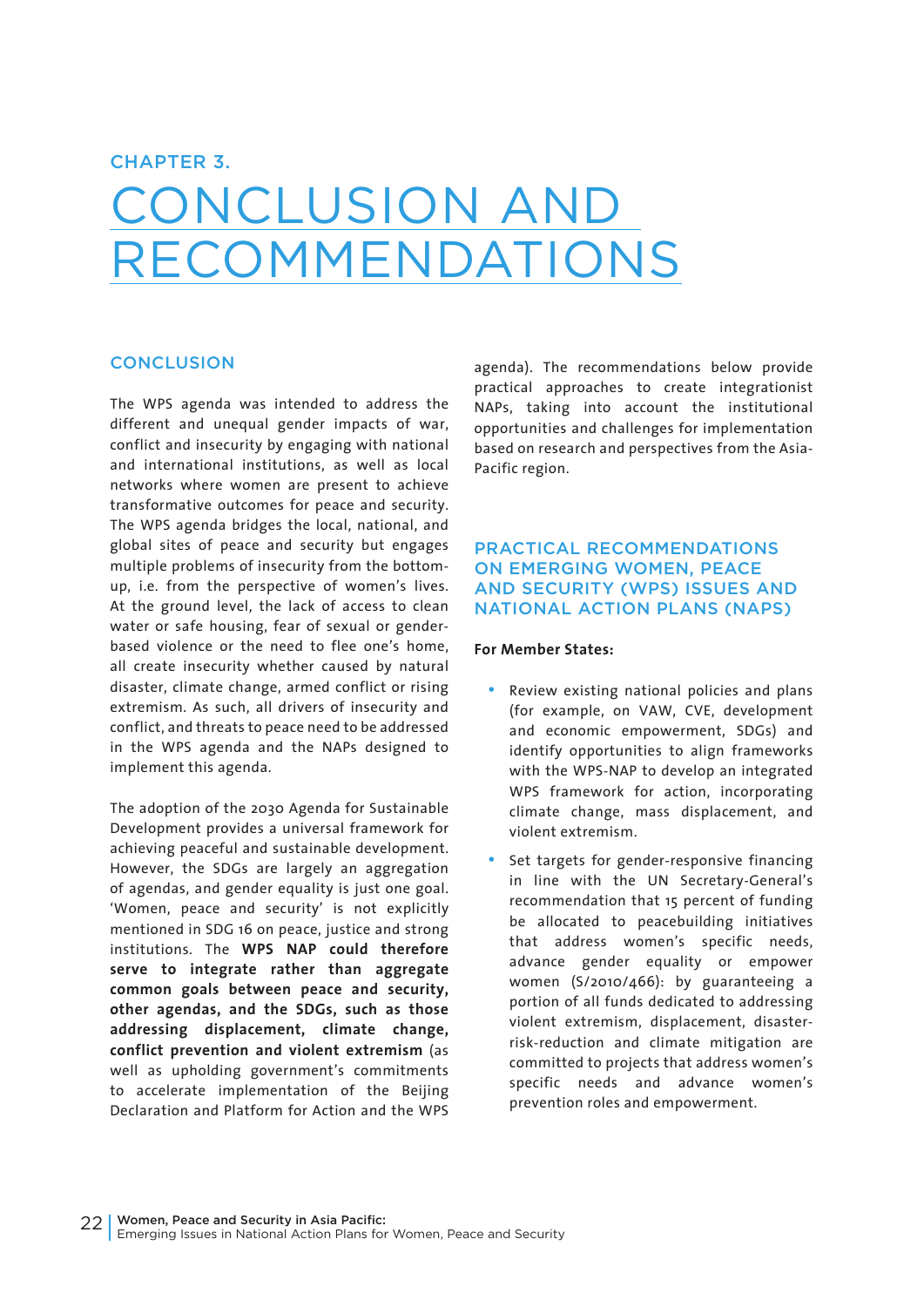# CHAPTER 3.

# CONCLUSION AND RECOMMENDATIONS

## CONCLUSION

The WPS agenda was intended to address the different and unequal gender impacts of war, conflict and insecurity by engaging with national and international institutions, as well as local networks where women are present to achieve transformative outcomes for peace and security. The WPS agenda bridges the local, national, and global sites of peace and security but engages multiple problems of insecurity from the bottom-up, i.e. from the perspective of women's lives. At the ground level, the lack of access to clean water or safe housing, fear of sexual or gender-based violence or the need to flee one's home, all create insecurity whether caused by natural disaster, climate change, armed conflict or rising extremism. As such, all drivers of insecurity and conflict, and threats to peace need to be addressed in the WPS agenda and the NAPs designed to implement this agenda.

The adoption of the 2030 Agenda for Sustainable Development provides a universal framework for achieving peaceful and sustainable development. However, the SDGs are largely an aggregation of agendas, and gender equality is just one goal. 'Women, peace and security' is not explicitly mentioned in SDG 16 on peace, justice and strong institutions. The **WPS NAP could therefore serve to integrate rather than aggregate common goals between peace and security, other agendas, and the SDGs, such as those addressing displacement, climate change, conflict prevention and violent extremism** (as well as upholding government's commitments to accelerate implementation of the Beijing Declaration and Platform for Action and the WPS agenda). The recommendations below provide practical approaches to create integrationist NAPs, taking into account the institutional opportunities and challenges for implementation based on research and perspectives from the Asia-Pacific region.

## PRACTICAL RECOMMENDATIONS ON EMERGING WOMEN, PEACE AND SECURITY (WPS) ISSUES AND NATIONAL ACTION PLANS (NAPS)

**For Member States:**

- Review existing national policies and plans (for example, on VAW, CVE, development and economic empowerment, SDGs) and identify opportunities to align frameworks with the WPS-NAP to develop an integrated WPS framework for action, incorporating climate change, mass displacement, and violent extremism.
- Set targets for gender-responsive financing in line with the UN Secretary-General's recommendation that 15 percent of funding be allocated to peacebuilding initiatives that address women's specific needs, advance gender equality or empower women (S/2010/466): by guaranteeing a portion of all funds dedicated to addressing violent extremism, displacement, disaster-risk-reduction and climate mitigation are committed to projects that address women's specific needs and advance women's prevention roles and empowerment.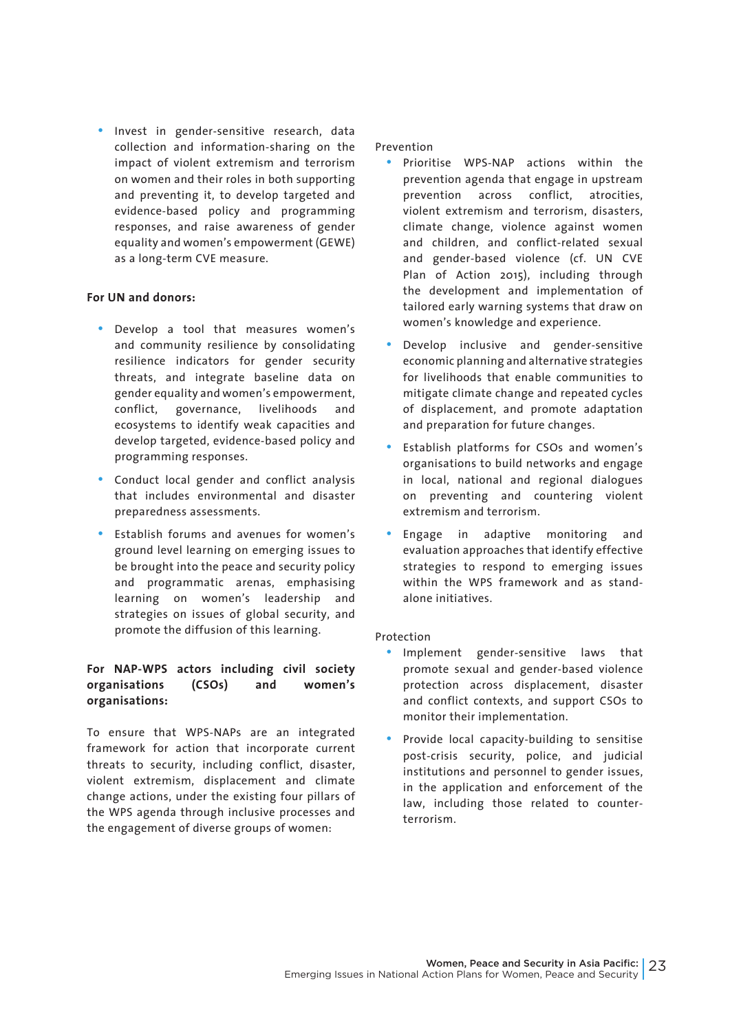- Invest in gender-sensitive research, data collection and information-sharing on the impact of violent extremism and terrorism on women and their roles in both supporting and preventing it, to develop targeted and evidence-based policy and programming responses, and raise awareness of gender equality and women's empowerment (GEWE) as a long-term CVE measure.

**For UN and donors:**

- Develop a tool that measures women's and community resilience by consolidating resilience indicators for gender security threats, and integrate baseline data on gender equality and women's empowerment, conflict, governance, livelihoods and ecosystems to identify weak capacities and develop targeted, evidence-based policy and programming responses.
- Conduct local gender and conflict analysis that includes environmental and disaster preparedness assessments.
- Establish forums and avenues for women's ground level learning on emerging issues to be brought into the peace and security policy and programmatic arenas, emphasising learning on women's leadership and strategies on issues of global security, and promote the diffusion of this learning.

**For NAP-WPS actors including civil society organisations (CSOs) and women's organisations:**

To ensure that WPS-NAPs are an integrated framework for action that incorporate current threats to security, including conflict, disaster, violent extremism, displacement and climate change actions, under the existing four pillars of the WPS agenda through inclusive processes and the engagement of diverse groups of women:

Prevention

- Prioritise WPS-NAP actions within the prevention agenda that engage in upstream prevention across conflict, atrocities, violent extremism and terrorism, disasters, climate change, violence against women and children, and conflict-related sexual and gender-based violence (cf. UN CVE Plan of Action 2015), including through the development and implementation of tailored early warning systems that draw on women's knowledge and experience.
- Develop inclusive and gender-sensitive economic planning and alternative strategies for livelihoods that enable communities to mitigate climate change and repeated cycles of displacement, and promote adaptation and preparation for future changes.
- Establish platforms for CSOs and women's organisations to build networks and engage in local, national and regional dialogues on preventing and countering violent extremism and terrorism.
- Engage in adaptive monitoring and evaluation approaches that identify effective strategies to respond to emerging issues within the WPS framework and as stand-alone initiatives.

Protection

- Implement gender-sensitive laws that promote sexual and gender-based violence protection across displacement, disaster and conflict contexts, and support CSOs to monitor their implementation.
- Provide local capacity-building to sensitise post-crisis security, police, and judicial institutions and personnel to gender issues, in the application and enforcement of the law, including those related to counter-terrorism.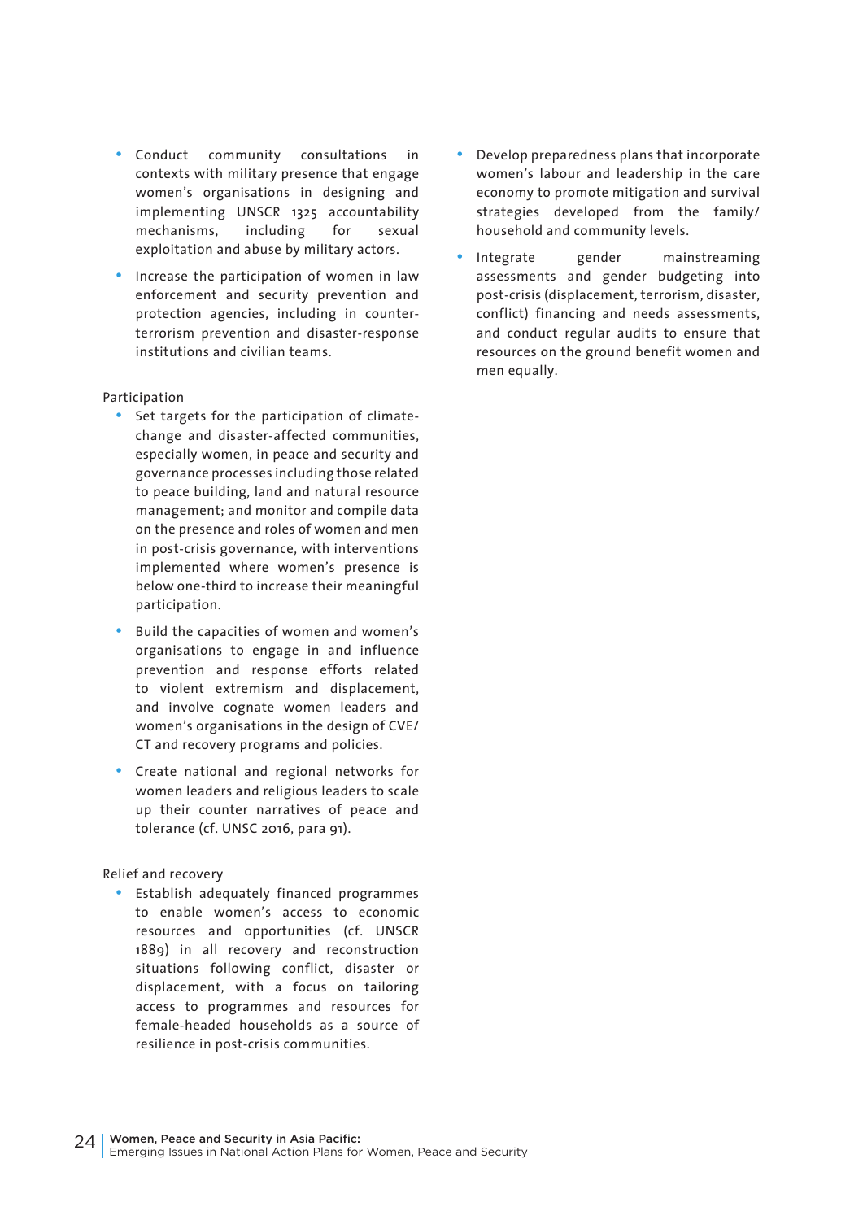- Conduct community consultations in contexts with military presence that engage women's organisations in designing and implementing UNSCR 1325 accountability mechanisms, including for sexual exploitation and abuse by military actors.
- Increase the participation of women in law enforcement and security prevention and protection agencies, including in counter-terrorism prevention and disaster-response institutions and civilian teams.

Participation

- Set targets for the participation of climate-change and disaster-affected communities, especially women, in peace and security and governance processes including those related to peace building, land and natural resource management; and monitor and compile data on the presence and roles of women and men in post-crisis governance, with interventions implemented where women's presence is below one-third to increase their meaningful participation.
- Build the capacities of women and women's organisations to engage in and influence prevention and response efforts related to violent extremism and displacement, and involve cognate women leaders and women's organisations in the design of CVE/CT and recovery programs and policies.
- Create national and regional networks for women leaders and religious leaders to scale up their counter narratives of peace and tolerance (cf. UNSC 2016, para 91).

Relief and recovery

- Establish adequately financed programmes to enable women's access to economic resources and opportunities (cf. UNSCR 1889) in all recovery and reconstruction situations following conflict, disaster or displacement, with a focus on tailoring access to programmes and resources for female-headed households as a source of resilience in post-crisis communities.
- Develop preparedness plans that incorporate women's labour and leadership in the care economy to promote mitigation and survival strategies developed from the family/household and community levels.
- Integrate gender mainstreaming assessments and gender budgeting into post-crisis (displacement, terrorism, disaster, conflict) financing and needs assessments, and conduct regular audits to ensure that resources on the ground benefit women and men equally.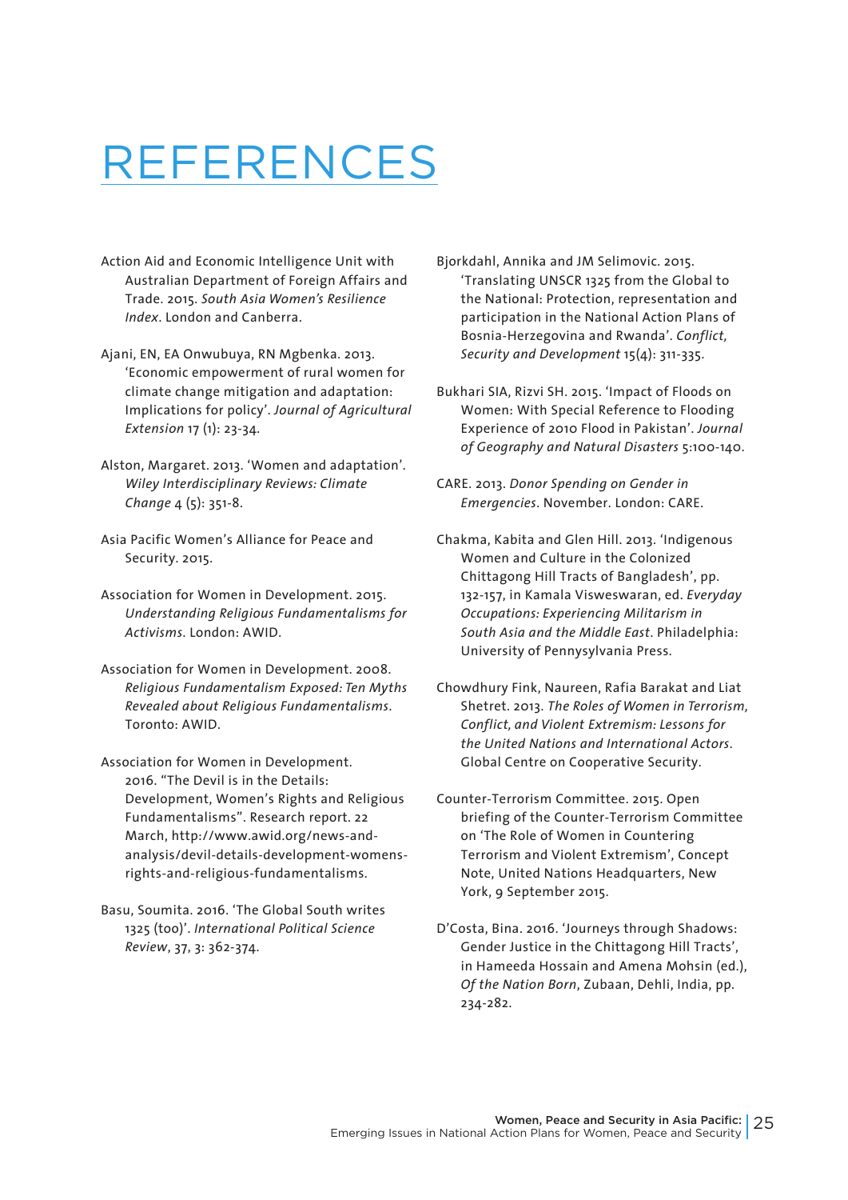# REFERENCES

Action Aid and Economic Intelligence Unit with Australian Department of Foreign Affairs and Trade. 2015. *South Asia Women's Resilience Index*. London and Canberra.

Ajani, EN, EA Onwubuya, RN Mgbenka. 2013. 'Economic empowerment of rural women for climate change mitigation and adaptation: Implications for policy'. *Journal of Agricultural Extension* 17 (1): 23-34.

Alston, Margaret. 2013. 'Women and adaptation'. *Wiley Interdisciplinary Reviews: Climate Change* 4 (5): 351-8.

Asia Pacific Women's Alliance for Peace and Security. 2015.

Association for Women in Development. 2015. *Understanding Religious Fundamentalisms for Activisms*. London: AWID.

Association for Women in Development. 2008. *Religious Fundamentalism Exposed: Ten Myths Revealed about Religious Fundamentalisms*. Toronto: AWID.

Association for Women in Development. 2016. "The Devil is in the Details: Development, Women's Rights and Religious Fundamentalisms". Research report. 22 March, http://www.awid.org/news-and-analysis/devil-details-development-womens-rights-and-religious-fundamentalisms.

Basu, Soumita. 2016. 'The Global South writes 1325 (too)'. *International Political Science Review*, 37, 3: 362-374.

Bjorkdahl, Annika and JM Selimovic. 2015. 'Translating UNSCR 1325 from the Global to the National: Protection, representation and participation in the National Action Plans of Bosnia-Herzegovina and Rwanda'. *Conflict, Security and Development* 15(4): 311-335.

Bukhari SIA, Rizvi SH. 2015. 'Impact of Floods on Women: With Special Reference to Flooding Experience of 2010 Flood in Pakistan'. *Journal of Geography and Natural Disasters* 5:100-140.

CARE. 2013. *Donor Spending on Gender in Emergencies*. November. London: CARE.

Chakma, Kabita and Glen Hill. 2013. 'Indigenous Women and Culture in the Colonized Chittagong Hill Tracts of Bangladesh', pp. 132-157, in Kamala Visweswaran, ed. *Everyday Occupations: Experiencing Militarism in South Asia and the Middle East*. Philadelphia: University of Pennysylvania Press.

Chowdhury Fink, Naureen, Rafia Barakat and Liat Shetret. 2013. *The Roles of Women in Terrorism, Conflict, and Violent Extremism: Lessons for the United Nations and International Actors*. Global Centre on Cooperative Security.

Counter-Terrorism Committee. 2015. Open briefing of the Counter-Terrorism Committee on 'The Role of Women in Countering Terrorism and Violent Extremism', Concept Note, United Nations Headquarters, New York, 9 September 2015.

D'Costa, Bina. 2016. 'Journeys through Shadows: Gender Justice in the Chittagong Hill Tracts', in Hameeda Hossain and Amena Mohsin (ed.), *Of the Nation Born*, Zubaan, Dehli, India, pp. 234-282.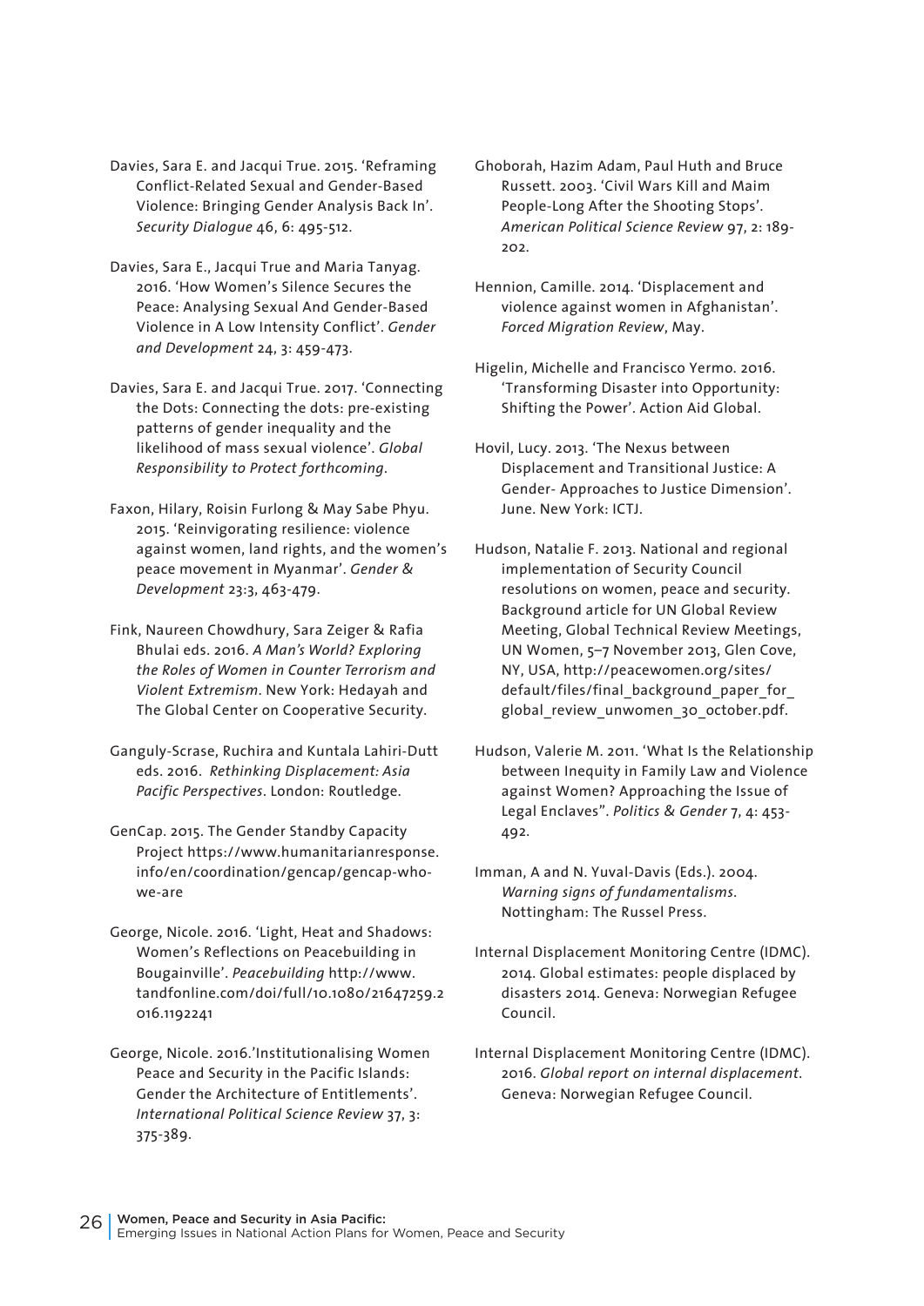Davies, Sara E. and Jacqui True. 2015. 'Reframing Conflict-Related Sexual and Gender-Based Violence: Bringing Gender Analysis Back In'. *Security Dialogue* 46, 6: 495-512.

Davies, Sara E., Jacqui True and Maria Tanyag. 2016. 'How Women's Silence Secures the Peace: Analysing Sexual And Gender-Based Violence in A Low Intensity Conflict'. *Gender and Development* 24, 3: 459-473.

Davies, Sara E. and Jacqui True. 2017. 'Connecting the Dots: Connecting the dots: pre-existing patterns of gender inequality and the likelihood of mass sexual violence'. *Global Responsibility to Protect forthcoming*.

Faxon, Hilary, Roisin Furlong & May Sabe Phyu. 2015. 'Reinvigorating resilience: violence against women, land rights, and the women's peace movement in Myanmar'. *Gender & Development* 23:3, 463-479.

Fink, Naureen Chowdhury, Sara Zeiger & Rafia Bhulai eds. 2016. *A Man's World? Exploring the Roles of Women in Counter Terrorism and Violent Extremism*. New York: Hedayah and The Global Center on Cooperative Security.

Ganguly-Scrase, Ruchira and Kuntala Lahiri-Dutt eds. 2016. *Rethinking Displacement: Asia Pacific Perspectives*. London: Routledge.

GenCap. 2015. The Gender Standby Capacity Project https://www.humanitarianresponse.info/en/coordination/gencap/gencap-who-we-are

George, Nicole. 2016. 'Light, Heat and Shadows: Women's Reflections on Peacebuilding in Bougainville'. *Peacebuilding* http://www.tandfonline.com/doi/full/10.1080/21647259.2016.1192241

George, Nicole. 2016.'Institutionalising Women Peace and Security in the Pacific Islands: Gender the Architecture of Entitlements'. *International Political Science Review* 37, 3: 375-389.

Ghoborah, Hazim Adam, Paul Huth and Bruce Russett. 2003. 'Civil Wars Kill and Maim People-Long After the Shooting Stops'. *American Political Science Review* 97, 2: 189-202.

Hennion, Camille. 2014. 'Displacement and violence against women in Afghanistan'. *Forced Migration Review*, May.

Higelin, Michelle and Francisco Yermo. 2016. 'Transforming Disaster into Opportunity: Shifting the Power'. Action Aid Global.

Hovil, Lucy. 2013. 'The Nexus between Displacement and Transitional Justice: A Gender- Approaches to Justice Dimension'. June. New York: ICTJ.

Hudson, Natalie F. 2013. National and regional implementation of Security Council resolutions on women, peace and security. Background article for UN Global Review Meeting, Global Technical Review Meetings, UN Women, 5–7 November 2013, Glen Cove, NY, USA, http://peacewomen.org/sites/default/files/final_background_paper_for_global_review_unwomen_30_october.pdf.

Hudson, Valerie M. 2011. 'What Is the Relationship between Inequity in Family Law and Violence against Women? Approaching the Issue of Legal Enclaves". *Politics & Gender* 7, 4: 453-492.

Imman, A and N. Yuval-Davis (Eds.). 2004. *Warning signs of fundamentalisms*. Nottingham: The Russel Press.

Internal Displacement Monitoring Centre (IDMC). 2014. Global estimates: people displaced by disasters 2014. Geneva: Norwegian Refugee Council.

Internal Displacement Monitoring Centre (IDMC). 2016. *Global report on internal displacement*. Geneva: Norwegian Refugee Council.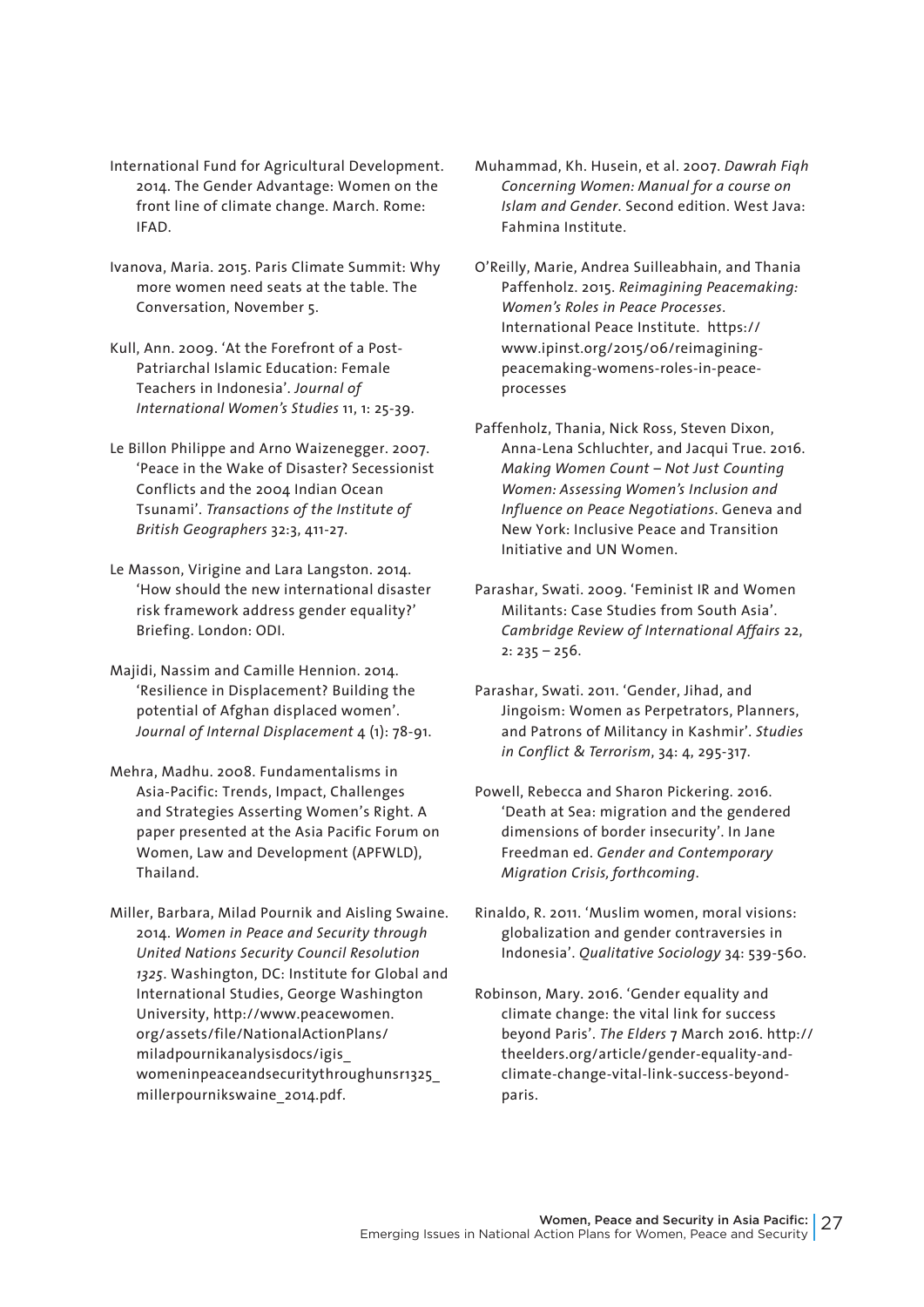International Fund for Agricultural Development. 2014. The Gender Advantage: Women on the front line of climate change. March. Rome: IFAD.

Ivanova, Maria. 2015. Paris Climate Summit: Why more women need seats at the table. The Conversation, November 5.

Kull, Ann. 2009. 'At the Forefront of a Post-Patriarchal Islamic Education: Female Teachers in Indonesia'. *Journal of International Women's Studies* 11, 1: 25-39.

Le Billon Philippe and Arno Waizenegger. 2007. 'Peace in the Wake of Disaster? Secessionist Conflicts and the 2004 Indian Ocean Tsunami'. *Transactions of the Institute of British Geographers* 32:3, 411-27.

Le Masson, Virigine and Lara Langston. 2014. 'How should the new international disaster risk framework address gender equality?' Briefing. London: ODI.

Majidi, Nassim and Camille Hennion. 2014. 'Resilience in Displacement? Building the potential of Afghan displaced women'. *Journal of Internal Displacement* 4 (1): 78-91.

Mehra, Madhu. 2008. Fundamentalisms in Asia-Pacific: Trends, Impact, Challenges and Strategies Asserting Women's Right. A paper presented at the Asia Pacific Forum on Women, Law and Development (APFWLD), Thailand.

Miller, Barbara, Milad Pournik and Aisling Swaine. 2014. *Women in Peace and Security through United Nations Security Council Resolution 1325*. Washington, DC: Institute for Global and International Studies, George Washington University, http://www.peacewomen.org/assets/file/NationalActionPlans/miladpournikanalysisdocs/igis_womeninpeaceandsecuritythroughunsr1325_millerpournikswaine_2014.pdf.

Muhammad, Kh. Husein, et al. 2007. *Dawrah Fiqh Concerning Women: Manual for a course on Islam and Gender*. Second edition. West Java: Fahmina Institute.

O'Reilly, Marie, Andrea Suilleabhain, and Thania Paffenholz. 2015. *Reimagining Peacemaking: Women's Roles in Peace Processes*. International Peace Institute. https://www.ipinst.org/2015/06/reimagining-peacemaking-womens-roles-in-peace-processes

Paffenholz, Thania, Nick Ross, Steven Dixon, Anna-Lena Schluchter, and Jacqui True. 2016. *Making Women Count – Not Just Counting Women: Assessing Women's Inclusion and Influence on Peace Negotiations*. Geneva and New York: Inclusive Peace and Transition Initiative and UN Women.

Parashar, Swati. 2009. 'Feminist IR and Women Militants: Case Studies from South Asia'. *Cambridge Review of International Affairs* 22, 2: 235 – 256.

Parashar, Swati. 2011. 'Gender, Jihad, and Jingoism: Women as Perpetrators, Planners, and Patrons of Militancy in Kashmir'. *Studies in Conflict & Terrorism*, 34: 4, 295-317.

Powell, Rebecca and Sharon Pickering. 2016. 'Death at Sea: migration and the gendered dimensions of border insecurity'. In Jane Freedman ed. *Gender and Contemporary Migration Crisis, forthcoming*.

Rinaldo, R. 2011. 'Muslim women, moral visions: globalization and gender contraversies in Indonesia'. *Qualitative Sociology* 34: 539-560.

Robinson, Mary. 2016. 'Gender equality and climate change: the vital link for success beyond Paris'. *The Elders* 7 March 2016. http://theelders.org/article/gender-equality-and-climate-change-vital-link-success-beyond-paris.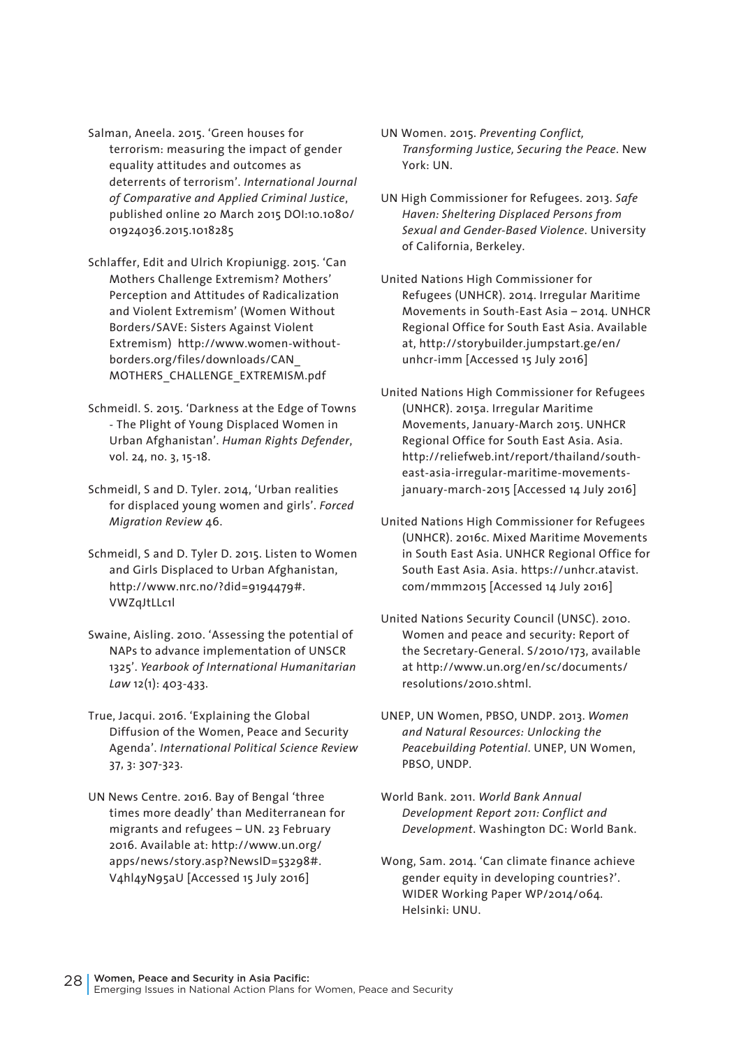Salman, Aneela. 2015. 'Green houses for terrorism: measuring the impact of gender equality attitudes and outcomes as deterrents of terrorism'. *International Journal of Comparative and Applied Criminal Justice*, published online 20 March 2015 DOI:10.1080/01924036.2015.1018285

Schlaffer, Edit and Ulrich Kropiunigg. 2015. 'Can Mothers Challenge Extremism? Mothers' Perception and Attitudes of Radicalization and Violent Extremism' (Women Without Borders/SAVE: Sisters Against Violent Extremism) http://www.women-without-borders.org/files/downloads/CAN_MOTHERS_CHALLENGE_EXTREMISM.pdf

Schmeidl. S. 2015. 'Darkness at the Edge of Towns - The Plight of Young Displaced Women in Urban Afghanistan'. *Human Rights Defender*, vol. 24, no. 3, 15-18.

Schmeidl, S and D. Tyler. 2014, 'Urban realities for displaced young women and girls'. *Forced Migration Review* 46.

Schmeidl, S and D. Tyler D. 2015. Listen to Women and Girls Displaced to Urban Afghanistan, http://www.nrc.no/?did=9194479#.VWZqJtLLc1l

Swaine, Aisling. 2010. 'Assessing the potential of NAPs to advance implementation of UNSCR 1325'. *Yearbook of International Humanitarian Law* 12(1): 403-433.

True, Jacqui. 2016. 'Explaining the Global Diffusion of the Women, Peace and Security Agenda'. *International Political Science Review* 37, 3: 307-323.

UN News Centre. 2016. Bay of Bengal 'three times more deadly' than Mediterranean for migrants and refugees – UN. 23 February 2016. Available at: http://www.un.org/apps/news/story.asp?NewsID=53298#.V4hl4yN95aU [Accessed 15 July 2016]

UN Women. 2015. *Preventing Conflict, Transforming Justice, Securing the Peace*. New York: UN.

UN High Commissioner for Refugees. 2013. *Safe Haven: Sheltering Displaced Persons from Sexual and Gender-Based Violence*. University of California, Berkeley.

United Nations High Commissioner for Refugees (UNHCR). 2014. Irregular Maritime Movements in South-East Asia – 2014. UNHCR Regional Office for South East Asia. Available at, http://storybuilder.jumpstart.ge/en/unhcr-imm [Accessed 15 July 2016]

United Nations High Commissioner for Refugees (UNHCR). 2015a. Irregular Maritime Movements, January-March 2015. UNHCR Regional Office for South East Asia. Asia. http://reliefweb.int/report/thailand/south-east-asia-irregular-maritime-movements-january-march-2015 [Accessed 14 July 2016]

United Nations High Commissioner for Refugees (UNHCR). 2016c. Mixed Maritime Movements in South East Asia. UNHCR Regional Office for South East Asia. Asia. https://unhcr.atavist.com/mmm2015 [Accessed 14 July 2016]

United Nations Security Council (UNSC). 2010. Women and peace and security: Report of the Secretary-General. S/2010/173, available at http://www.un.org/en/sc/documents/resolutions/2010.shtml.

UNEP, UN Women, PBSO, UNDP. 2013. *Women and Natural Resources: Unlocking the Peacebuilding Potential*. UNEP, UN Women, PBSO, UNDP.

World Bank. 2011. *World Bank Annual Development Report 2011: Conflict and Development*. Washington DC: World Bank.

Wong, Sam. 2014. 'Can climate finance achieve gender equity in developing countries?'. WIDER Working Paper WP/2014/064. Helsinki: UNU.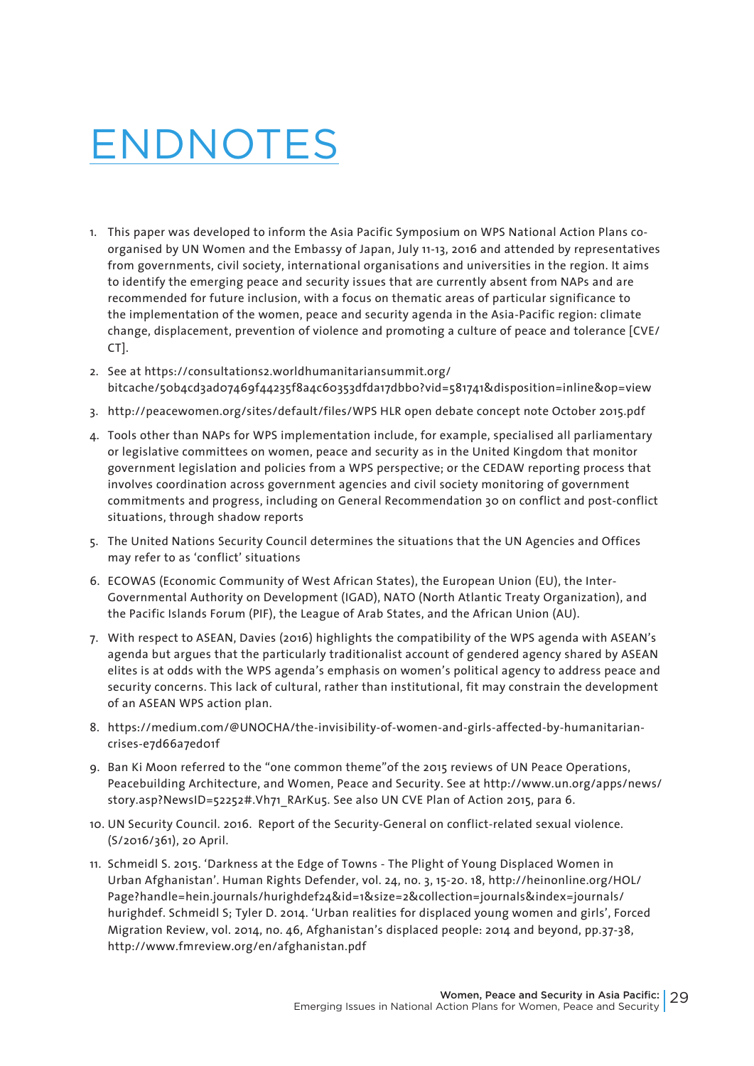# ENDNOTES

1. This paper was developed to inform the Asia Pacific Symposium on WPS National Action Plans co-organised by UN Women and the Embassy of Japan, July 11-13, 2016 and attended by representatives from governments, civil society, international organisations and universities in the region. It aims to identify the emerging peace and security issues that are currently absent from NAPs and are recommended for future inclusion, with a focus on thematic areas of particular significance to the implementation of the women, peace and security agenda in the Asia-Pacific region: climate change, displacement, prevention of violence and promoting a culture of peace and tolerance [CVE/CT].
2. See at https://consultations2.worldhumanitariansummit.org/bitcache/50b4cd3ad07469f44235f8a4c60353dfda17dbb0?vid=581741&disposition=inline&op=view
3. http://peacewomen.org/sites/default/files/WPS HLR open debate concept note October 2015.pdf
4. Tools other than NAPs for WPS implementation include, for example, specialised all parliamentary or legislative committees on women, peace and security as in the United Kingdom that monitor government legislation and policies from a WPS perspective; or the CEDAW reporting process that involves coordination across government agencies and civil society monitoring of government commitments and progress, including on General Recommendation 30 on conflict and post-conflict situations, through shadow reports
5. The United Nations Security Council determines the situations that the UN Agencies and Offices may refer to as 'conflict' situations
6. ECOWAS (Economic Community of West African States), the European Union (EU), the Inter-Governmental Authority on Development (IGAD), NATO (North Atlantic Treaty Organization), and the Pacific Islands Forum (PIF), the League of Arab States, and the African Union (AU).
7. With respect to ASEAN, Davies (2016) highlights the compatibility of the WPS agenda with ASEAN's agenda but argues that the particularly traditionalist account of gendered agency shared by ASEAN elites is at odds with the WPS agenda's emphasis on women's political agency to address peace and security concerns. This lack of cultural, rather than institutional, fit may constrain the development of an ASEAN WPS action plan.
8. https://medium.com/@UNOCHA/the-invisibility-of-women-and-girls-affected-by-humanitarian-crises-e7d66a7ed01f
9. Ban Ki Moon referred to the "one common theme"of the 2015 reviews of UN Peace Operations, Peacebuilding Architecture, and Women, Peace and Security. See at http://www.un.org/apps/news/story.asp?NewsID=52252#.Vh71_RArKu5. See also UN CVE Plan of Action 2015, para 6.
10. UN Security Council. 2016. Report of the Security-General on conflict-related sexual violence. (S/2016/361), 20 April.
11. Schmeidl S. 2015. 'Darkness at the Edge of Towns - The Plight of Young Displaced Women in Urban Afghanistan'. Human Rights Defender, vol. 24, no. 3, 15-20. 18, http://heinonline.org/HOL/Page?handle=hein.journals/hurighdef24&id=1&size=2&collection=journals&index=journals/hurighdef. Schmeidl S; Tyler D. 2014. 'Urban realities for displaced young women and girls', Forced Migration Review, vol. 2014, no. 46, Afghanistan's displaced people: 2014 and beyond, pp.37-38, http://www.fmreview.org/en/afghanistan.pdf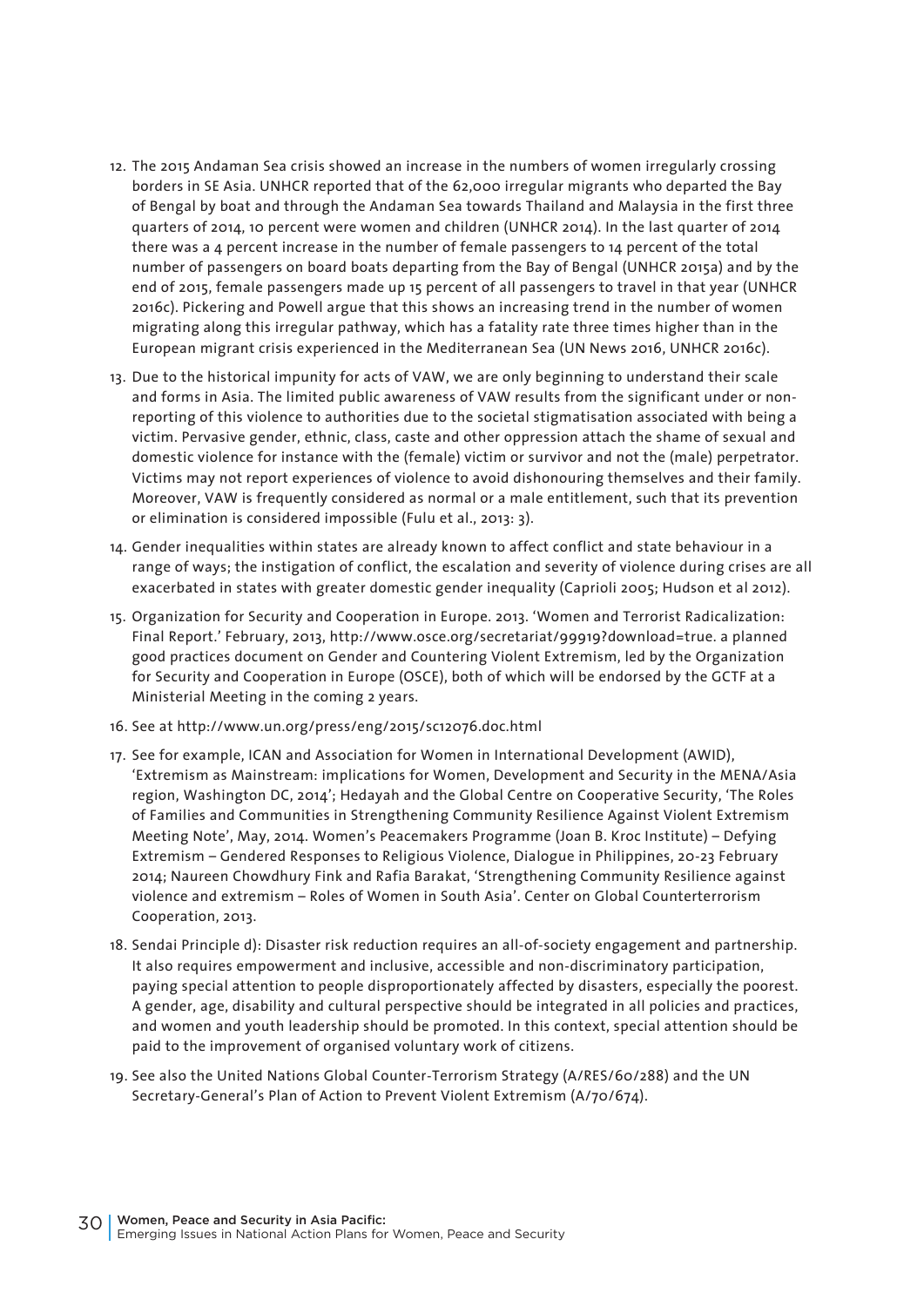12. The 2015 Andaman Sea crisis showed an increase in the numbers of women irregularly crossing borders in SE Asia. UNHCR reported that of the 62,000 irregular migrants who departed the Bay of Bengal by boat and through the Andaman Sea towards Thailand and Malaysia in the first three quarters of 2014, 10 percent were women and children (UNHCR 2014). In the last quarter of 2014 there was a 4 percent increase in the number of female passengers to 14 percent of the total number of passengers on board boats departing from the Bay of Bengal (UNHCR 2015a) and by the end of 2015, female passengers made up 15 percent of all passengers to travel in that year (UNHCR 2016c). Pickering and Powell argue that this shows an increasing trend in the number of women migrating along this irregular pathway, which has a fatality rate three times higher than in the European migrant crisis experienced in the Mediterranean Sea (UN News 2016, UNHCR 2016c).

13. Due to the historical impunity for acts of VAW, we are only beginning to understand their scale and forms in Asia. The limited public awareness of VAW results from the significant under or non-reporting of this violence to authorities due to the societal stigmatisation associated with being a victim. Pervasive gender, ethnic, class, caste and other oppression attach the shame of sexual and domestic violence for instance with the (female) victim or survivor and not the (male) perpetrator. Victims may not report experiences of violence to avoid dishonouring themselves and their family. Moreover, VAW is frequently considered as normal or a male entitlement, such that its prevention or elimination is considered impossible (Fulu et al., 2013: 3).

14. Gender inequalities within states are already known to affect conflict and state behaviour in a range of ways; the instigation of conflict, the escalation and severity of violence during crises are all exacerbated in states with greater domestic gender inequality (Caprioli 2005; Hudson et al 2012).

15. Organization for Security and Cooperation in Europe. 2013. 'Women and Terrorist Radicalization: Final Report.' February, 2013, http://www.osce.org/secretariat/99919?download=true. a planned good practices document on Gender and Countering Violent Extremism, led by the Organization for Security and Cooperation in Europe (OSCE), both of which will be endorsed by the GCTF at a Ministerial Meeting in the coming 2 years.

16. See at http://www.un.org/press/eng/2015/sc12076.doc.html

17. See for example, ICAN and Association for Women in International Development (AWID), 'Extremism as Mainstream: implications for Women, Development and Security in the MENA/Asia region, Washington DC, 2014'; Hedayah and the Global Centre on Cooperative Security, 'The Roles of Families and Communities in Strengthening Community Resilience Against Violent Extremism Meeting Note', May, 2014. Women's Peacemakers Programme (Joan B. Kroc Institute) – Defying Extremism – Gendered Responses to Religious Violence, Dialogue in Philippines, 20-23 February 2014; Naureen Chowdhury Fink and Rafia Barakat, 'Strengthening Community Resilience against violence and extremism – Roles of Women in South Asia'. Center on Global Counterterrorism Cooperation, 2013.

18. Sendai Principle d): Disaster risk reduction requires an all-of-society engagement and partnership. It also requires empowerment and inclusive, accessible and non-discriminatory participation, paying special attention to people disproportionately affected by disasters, especially the poorest. A gender, age, disability and cultural perspective should be integrated in all policies and practices, and women and youth leadership should be promoted. In this context, special attention should be paid to the improvement of organised voluntary work of citizens.

19. See also the United Nations Global Counter-Terrorism Strategy (A/RES/60/288) and the UN Secretary-General's Plan of Action to Prevent Violent Extremism (A/70/674).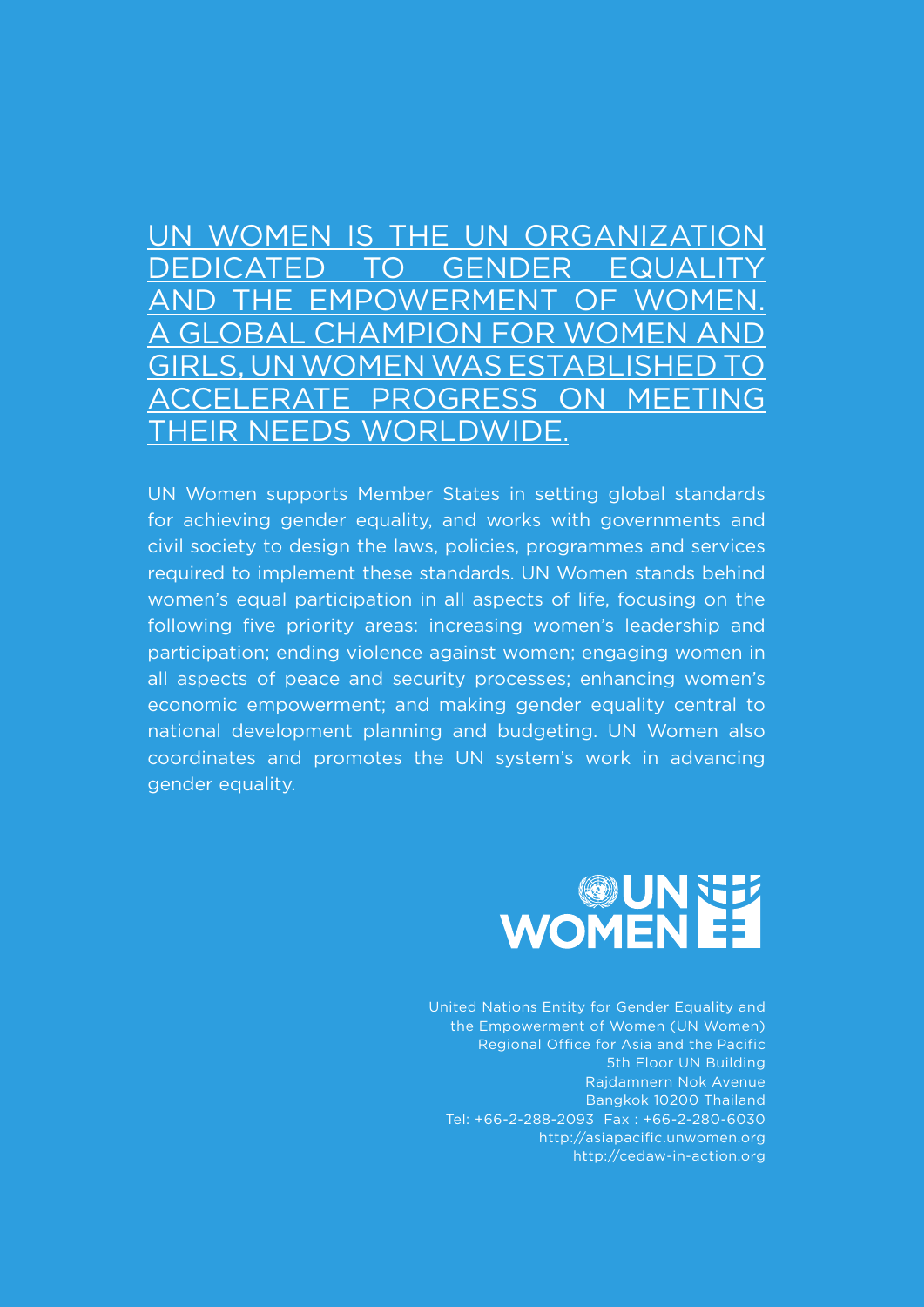UN WOMEN IS THE UN ORGANIZATION DEDICATED TO GENDER EQUALITY AND THE EMPOWERMENT OF WOMEN. A GLOBAL CHAMPION FOR WOMEN AND GIRLS, UN WOMEN WAS ESTABLISHED TO ACCELERATE PROGRESS ON MEETING THEIR NEEDS WORLDWIDE.

UN Women supports Member States in setting global standards for achieving gender equality, and works with governments and civil society to design the laws, policies, programmes and services required to implement these standards. UN Women stands behind women's equal participation in all aspects of life, focusing on the following five priority areas: increasing women's leadership and participation; ending violence against women; engaging women in all aspects of peace and security processes; enhancing women's economic empowerment; and making gender equality central to national development planning and budgeting. UN Women also coordinates and promotes the UN system's work in advancing gender equality.

UN WOMEN

United Nations Entity for Gender Equality and
the Empowerment of Women (UN Women)
Regional Office for Asia and the Pacific
5th Floor UN Building
Rajdamnern Nok Avenue
Bangkok 10200 Thailand
Tel: +66-2-288-2093 Fax : +66-2-280-6030
http://asiapacific.unwomen.org
http://cedaw-in-action.org